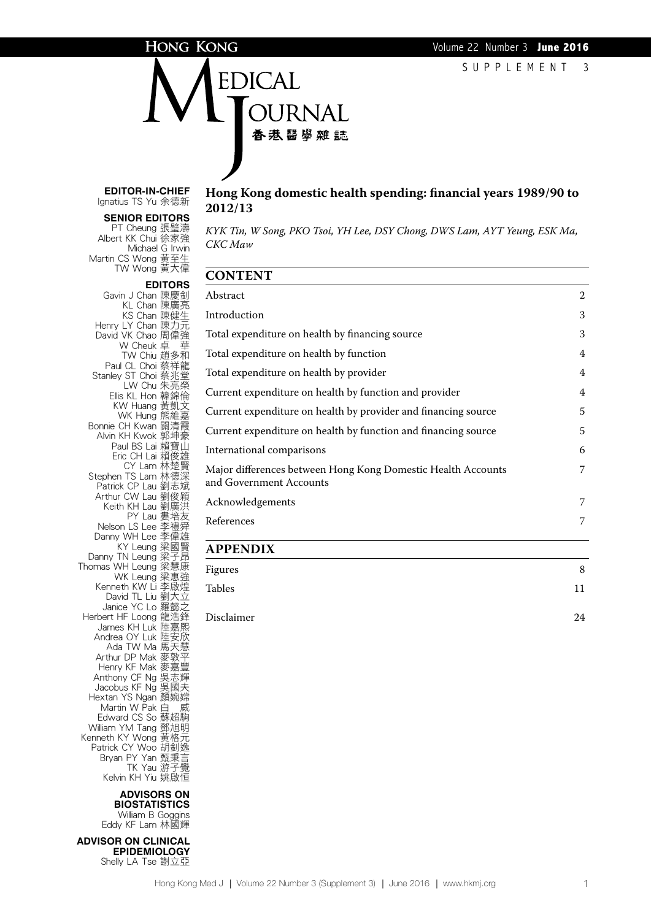# Hong Kong Medical Journal 香港醫學雜誌

SUPPLEMENT 3

**EDITOR-IN-CHIEF**
Ignatius TS Yu 余德新

**SENIOR EDITORS**
PT Cheung 張璧濤
Albert KK Chui 徐家強
Michael G Irwin
Martin CS Wong 黃至生
TW Wong 黃大偉

**EDITORS**
Gavin J Chan 陳慶釗
KL Chan 陳廣亮
KS Chan 陳健生
Henry LY Chan 陳力元
David VK Chao 周偉強
W Cheuk 卓 華
TW Chiu 趙多和
Paul CL Choi 蔡祥龍
Stanley ST Choi 蔡兆堂
LW Chu 朱亮榮
Ellis KL Hon 韓錦倫
KW Huang 黃凱文
WK Hung 熊維嘉
Bonnie CH Kwan 關清霞
Alvin KH Kwok 郭坤豪
Paul BS Lai 賴寶山
Eric CH Lai 賴俊雄
CY Lam 林楚賢
Stephen TS Lam 林德深
Patrick CP Lau 劉志斌
Arthur CW Lau 劉俊穎
Keith KH Lau 劉廣洪
PY Lau 婁培友
Nelson LS Lee 李禮舜
Danny WH Lee 李偉雄
KY Leung 梁國賢
Danny TN Leung 梁子昂
Thomas WH Leung 梁慧康
WK Leung 梁惠強
Kenneth KW Li 李啟煌
David TL Liu 劉大立
Janice YC Lo 羅懿之
Herbert HF Loong 龍浩鋒
James KH Luk 陸嘉熙
Andrea OY Luk 陸安欣
Ada TW Ma 馬天慧
Arthur DP Mak 麥敦平
Henry KF Mak 麥嘉豐
Anthony CF Ng 吳志輝
Jacobus KF Ng 吳國夫
Hextan YS Ngan 顏婉嫦
Martin W Pak 白 威
Edward CS So 蘇超駒
William YM Tang 鄧旭明
Kenneth KY Wong 黃格元
Patrick CY Woo 胡釗逸
Bryan PY Yan 甄秉言
TK Yau 游子覺
Kelvin KH Yiu 姚啟恒

**ADVISORS ON BIOSTATISTICS**
William B Goggins
Eddy KF Lam 林國輝

**ADVISOR ON CLINICAL EPIDEMIOLOGY**
Shelly LA Tse 謝立亞

## Hong Kong domestic health spending: financial years 1989/90 to 2012/13

*KYK Tin, W Song, PKO Tsoi, YH Lee, DSY Chong, DWS Lam, AYT Yeung, ESK Ma, CKC Maw*

## CONTENT

| | |
|---|---|
| Abstract | 2 |
| Introduction | 3 |
| Total expenditure on health by financing source | 3 |
| Total expenditure on health by function | 4 |
| Total expenditure on health by provider | 4 |
| Current expenditure on health by function and provider | 4 |
| Current expenditure on health by provider and financing source | 5 |
| Current expenditure on health by function and financing source | 5 |
| International comparisons | 6 |
| Major differences between Hong Kong Domestic Health Accounts and Government Accounts | 7 |
| Acknowledgements | 7 |
| References | 7 |

## APPENDIX

| | |
|---|---|
| Figures | 8 |
| Tables | 11 |
| Disclaimer | 24 |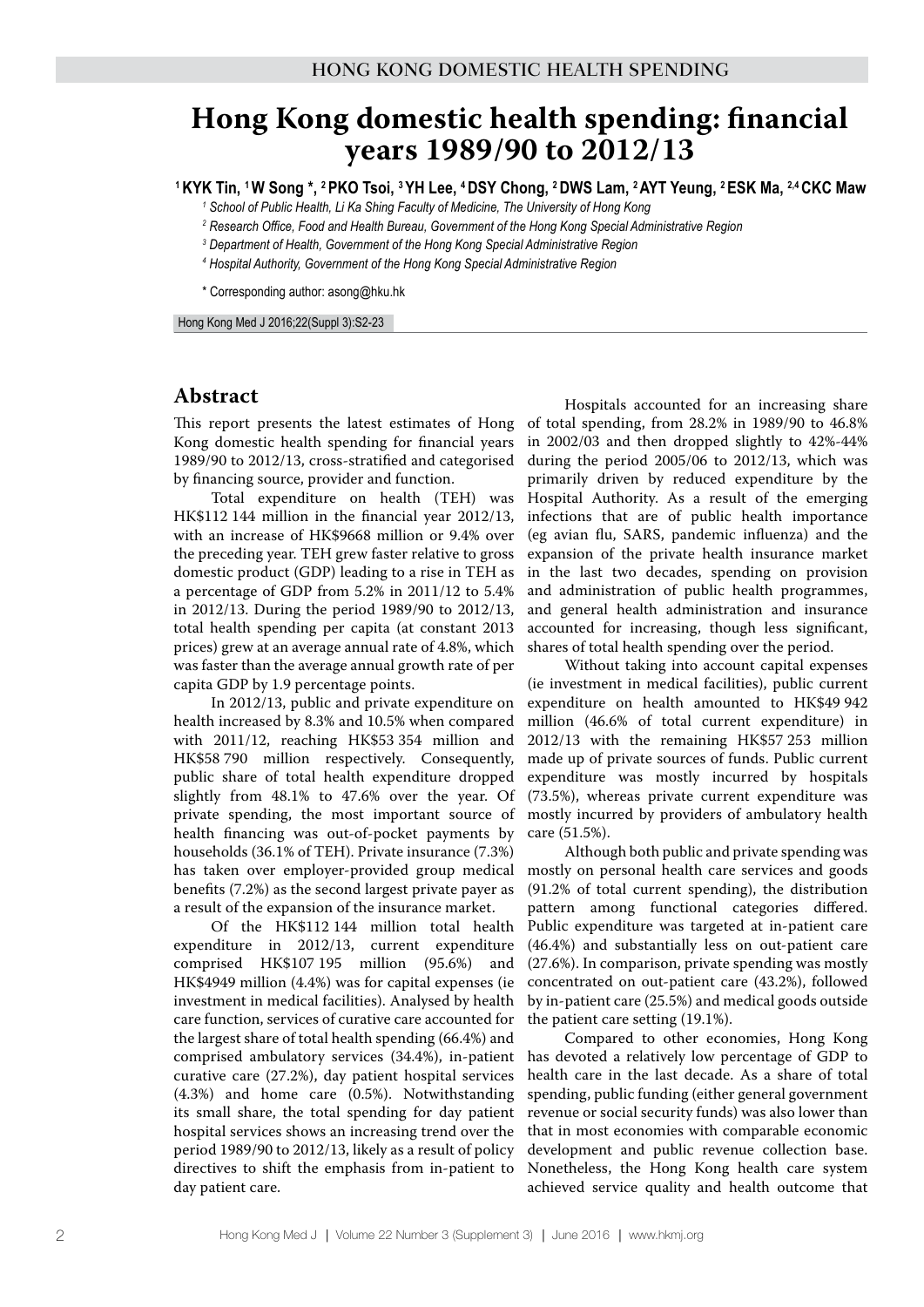# Hong Kong domestic health spending: financial years 1989/90 to 2012/13

**[1] KYK Tin, [1] W Song \*, [2] PKO Tsoi, [3] YH Lee, [4] DSY Chong, [2] DWS Lam, [2] AYT Yeung, [2] ESK Ma, [2,4] CKC Maw**

[1] *School of Public Health, Li Ka Shing Faculty of Medicine, The University of Hong Kong*

[2] *Research Office, Food and Health Bureau, Government of the Hong Kong Special Administrative Region*

[3] *Department of Health, Government of the Hong Kong Special Administrative Region*

[4] *Hospital Authority, Government of the Hong Kong Special Administrative Region*

\* Corresponding author: asong@hku.hk

Hong Kong Med J 2016;22(Suppl 3):S2-23

## Abstract

This report presents the latest estimates of Hong Kong domestic health spending for financial years 1989/90 to 2012/13, cross-stratified and categorised by financing source, provider and function.

Total expenditure on health (TEH) was HK$112 144 million in the financial year 2012/13, with an increase of HK$9668 million or 9.4% over the preceding year. TEH grew faster relative to gross domestic product (GDP) leading to a rise in TEH as a percentage of GDP from 5.2% in 2011/12 to 5.4% in 2012/13. During the period 1989/90 to 2012/13, total health spending per capita (at constant 2013 prices) grew at an average annual rate of 4.8%, which was faster than the average annual growth rate of per capita GDP by 1.9 percentage points.

In 2012/13, public and private expenditure on health increased by 8.3% and 10.5% when compared with 2011/12, reaching HK$53 354 million and HK$58 790 million respectively. Consequently, public share of total health expenditure dropped slightly from 48.1% to 47.6% over the year. Of private spending, the most important source of health financing was out-of-pocket payments by households (36.1% of TEH). Private insurance (7.3%) has taken over employer-provided group medical benefits (7.2%) as the second largest private payer as a result of the expansion of the insurance market.

Of the HK$112 144 million total health expenditure in 2012/13, current expenditure comprised HK$107 195 million (95.6%) and HK$4949 million (4.4%) was for capital expenses (ie investment in medical facilities). Analysed by health care function, services of curative care accounted for the largest share of total health spending (66.4%) and comprised ambulatory services (34.4%), in-patient curative care (27.2%), day patient hospital services (4.3%) and home care (0.5%). Notwithstanding its small share, the total spending for day patient hospital services shows an increasing trend over the period 1989/90 to 2012/13, likely as a result of policy directives to shift the emphasis from in-patient to day patient care.

Hospitals accounted for an increasing share of total spending, from 28.2% in 1989/90 to 46.8% in 2002/03 and then dropped slightly to 42%-44% during the period 2005/06 to 2012/13, which was primarily driven by reduced expenditure by the Hospital Authority. As a result of the emerging infections that are of public health importance (eg avian flu, SARS, pandemic influenza) and the expansion of the private health insurance market in the last two decades, spending on provision and administration of public health programmes, and general health administration and insurance accounted for increasing, though less significant, shares of total health spending over the period.

Without taking into account capital expenses (ie investment in medical facilities), public current expenditure on health amounted to HK$49 942 million (46.6% of total current expenditure) in 2012/13 with the remaining HK$57 253 million made up of private sources of funds. Public current expenditure was mostly incurred by hospitals (73.5%), whereas private current expenditure was mostly incurred by providers of ambulatory health care (51.5%).

Although both public and private spending was mostly on personal health care services and goods (91.2% of total current spending), the distribution pattern among functional categories differed. Public expenditure was targeted at in-patient care (46.4%) and substantially less on out-patient care (27.6%). In comparison, private spending was mostly concentrated on out-patient care (43.2%), followed by in-patient care (25.5%) and medical goods outside the patient care setting (19.1%).

Compared to other economies, Hong Kong has devoted a relatively low percentage of GDP to health care in the last decade. As a share of total spending, public funding (either general government revenue or social security funds) was also lower than that in most economies with comparable economic development and public revenue collection base. Nonetheless, the Hong Kong health care system achieved service quality and health outcome that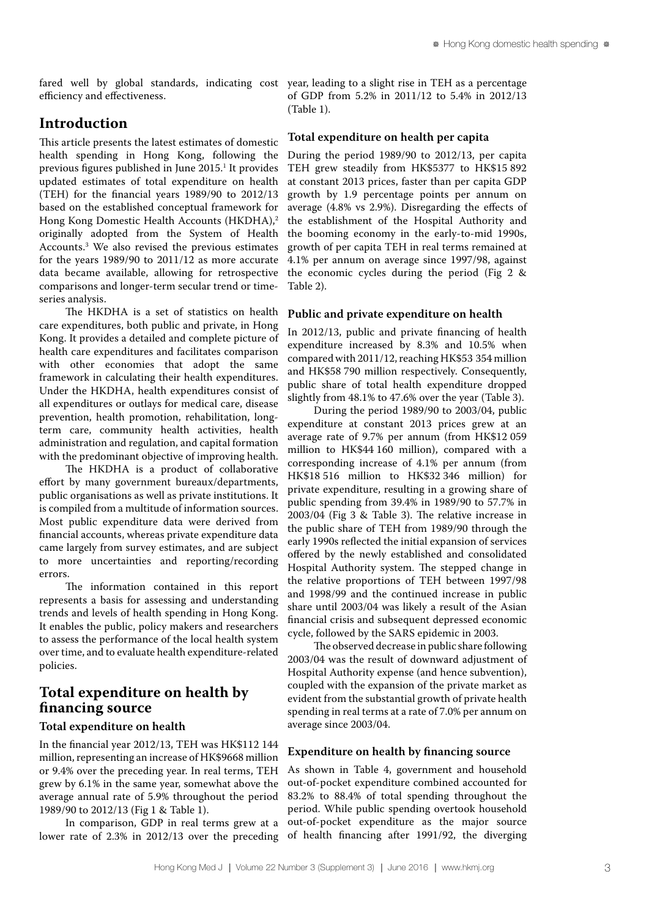fared well by global standards, indicating cost efficiency and effectiveness.

## Introduction

This article presents the latest estimates of domestic health spending in Hong Kong, following the previous figures published in June 2015.[1] It provides updated estimates of total expenditure on health (TEH) for the financial years 1989/90 to 2012/13 based on the established conceptual framework for Hong Kong Domestic Health Accounts (HKDHA),[2] originally adopted from the System of Health Accounts.[3] We also revised the previous estimates for the years 1989/90 to 2011/12 as more accurate data became available, allowing for retrospective comparisons and longer-term secular trend or time-series analysis.

The HKDHA is a set of statistics on health care expenditures, both public and private, in Hong Kong. It provides a detailed and complete picture of health care expenditures and facilitates comparison with other economies that adopt the same framework in calculating their health expenditures. Under the HKDHA, health expenditures consist of all expenditures or outlays for medical care, disease prevention, health promotion, rehabilitation, long-term care, community health activities, health administration and regulation, and capital formation with the predominant objective of improving health.

The HKDHA is a product of collaborative effort by many government bureaux/departments, public organisations as well as private institutions. It is compiled from a multitude of information sources. Most public expenditure data were derived from financial accounts, whereas private expenditure data came largely from survey estimates, and are subject to more uncertainties and reporting/recording errors.

The information contained in this report represents a basis for assessing and understanding trends and levels of health spending in Hong Kong. It enables the public, policy makers and researchers to assess the performance of the local health system over time, and to evaluate health expenditure-related policies.

## Total expenditure on health by financing source

### Total expenditure on health

In the financial year 2012/13, TEH was HK$112 144 million, representing an increase of HK$9668 million or 9.4% over the preceding year. In real terms, TEH grew by 6.1% in the same year, somewhat above the average annual rate of 5.9% throughout the period 1989/90 to 2012/13 (Fig 1 & Table 1).

In comparison, GDP in real terms grew at a lower rate of 2.3% in 2012/13 over the preceding year, leading to a slight rise in TEH as a percentage of GDP from 5.2% in 2011/12 to 5.4% in 2012/13 (Table 1).

### Total expenditure on health per capita

During the period 1989/90 to 2012/13, per capita TEH grew steadily from HK$5377 to HK$15 892 at constant 2013 prices, faster than per capita GDP growth by 1.9 percentage points per annum on average (4.8% vs 2.9%). Disregarding the effects of the establishment of the Hospital Authority and the booming economy in the early-to-mid 1990s, growth of per capita TEH in real terms remained at 4.1% per annum on average since 1997/98, against the economic cycles during the period (Fig 2 & Table 2).

### Public and private expenditure on health

In 2012/13, public and private financing of health expenditure increased by 8.3% and 10.5% when compared with 2011/12, reaching HK$53 354 million and HK$58 790 million respectively. Consequently, public share of total health expenditure dropped slightly from 48.1% to 47.6% over the year (Table 3).

During the period 1989/90 to 2003/04, public expenditure at constant 2013 prices grew at an average rate of 9.7% per annum (from HK$12 059 million to HK$44 160 million), compared with a corresponding increase of 4.1% per annum (from HK$18 516 million to HK$32 346 million) for private expenditure, resulting in a growing share of public spending from 39.4% in 1989/90 to 57.7% in 2003/04 (Fig 3 & Table 3). The relative increase in the public share of TEH from 1989/90 through the early 1990s reflected the initial expansion of services offered by the newly established and consolidated Hospital Authority system. The stepped change in the relative proportions of TEH between 1997/98 and 1998/99 and the continued increase in public share until 2003/04 was likely a result of the Asian financial crisis and subsequent depressed economic cycle, followed by the SARS epidemic in 2003.

The observed decrease in public share following 2003/04 was the result of downward adjustment of Hospital Authority expense (and hence subvention), coupled with the expansion of the private market as evident from the substantial growth of private health spending in real terms at a rate of 7.0% per annum on average since 2003/04.

### Expenditure on health by financing source

As shown in Table 4, government and household out-of-pocket expenditure combined accounted for 83.2% to 88.4% of total spending throughout the period. While public spending overtook household out-of-pocket expenditure as the major source of health financing after 1991/92, the diverging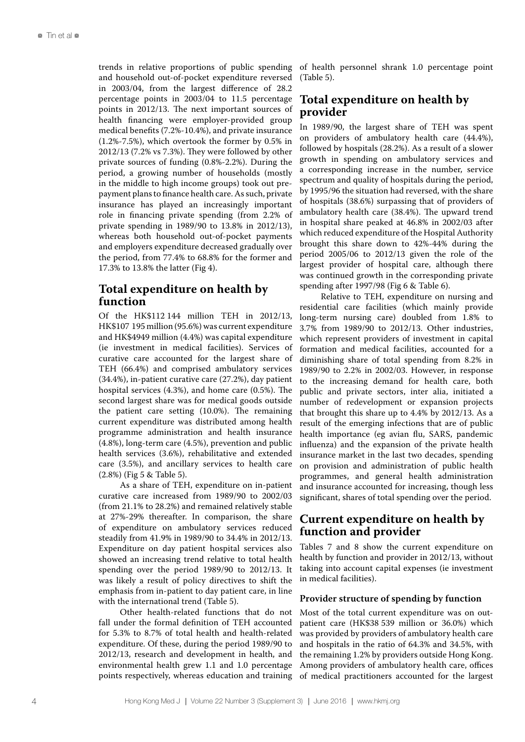trends in relative proportions of public spending and household out-of-pocket expenditure reversed in 2003/04, from the largest difference of 28.2 percentage points in 2003/04 to 11.5 percentage points in 2012/13. The next important sources of health financing were employer-provided group medical benefits (7.2%-10.4%), and private insurance (1.2%-7.5%), which overtook the former by 0.5% in 2012/13 (7.2% vs 7.3%). They were followed by other private sources of funding (0.8%-2.2%). During the period, a growing number of households (mostly in the middle to high income groups) took out prepayment plans to finance health care. As such, private insurance has played an increasingly important role in financing private spending (from 2.2% of private spending in 1989/90 to 13.8% in 2012/13), whereas both household out-of-pocket payments and employers expenditure decreased gradually over the period, from 77.4% to 68.8% for the former and 17.3% to 13.8% the latter (Fig 4).

## Total expenditure on health by function

Of the HK$112 144 million TEH in 2012/13, HK$107 195 million (95.6%) was current expenditure and HK$4949 million (4.4%) was capital expenditure (ie investment in medical facilities). Services of curative care accounted for the largest share of TEH (66.4%) and comprised ambulatory services (34.4%), in-patient curative care (27.2%), day patient hospital services (4.3%), and home care (0.5%). The second largest share was for medical goods outside the patient care setting (10.0%). The remaining current expenditure was distributed among health programme administration and health insurance (4.8%), long-term care (4.5%), prevention and public health services (3.6%), rehabilitative and extended care (3.5%), and ancillary services to health care (2.8%) (Fig 5 & Table 5).

As a share of TEH, expenditure on in-patient curative care increased from 1989/90 to 2002/03 (from 21.1% to 28.2%) and remained relatively stable at 27%-29% thereafter. In comparison, the share of expenditure on ambulatory services reduced steadily from 41.9% in 1989/90 to 34.4% in 2012/13. Expenditure on day patient hospital services also showed an increasing trend relative to total health spending over the period 1989/90 to 2012/13. It was likely a result of policy directives to shift the emphasis from in-patient to day patient care, in line with the international trend (Table 5).

Other health-related functions that do not fall under the formal definition of TEH accounted for 5.3% to 8.7% of total health and health-related expenditure. Of these, during the period 1989/90 to 2012/13, research and development in health, and environmental health grew 1.1 and 1.0 percentage points respectively, whereas education and training of health personnel shrank 1.0 percentage point (Table 5).

## Total expenditure on health by provider

In 1989/90, the largest share of TEH was spent on providers of ambulatory health care (44.4%), followed by hospitals (28.2%). As a result of a slower growth in spending on ambulatory services and a corresponding increase in the number, service spectrum and quality of hospitals during the period, by 1995/96 the situation had reversed, with the share of hospitals (38.6%) surpassing that of providers of ambulatory health care (38.4%). The upward trend in hospital share peaked at 46.8% in 2002/03 after which reduced expenditure of the Hospital Authority brought this share down to 42%-44% during the period 2005/06 to 2012/13 given the role of the largest provider of hospital care, although there was continued growth in the corresponding private spending after 1997/98 (Fig 6 & Table 6).

Relative to TEH, expenditure on nursing and residential care facilities (which mainly provide long-term nursing care) doubled from 1.8% to 3.7% from 1989/90 to 2012/13. Other industries, which represent providers of investment in capital formation and medical facilities, accounted for a diminishing share of total spending from 8.2% in 1989/90 to 2.2% in 2002/03. However, in response to the increasing demand for health care, both public and private sectors, inter alia, initiated a number of redevelopment or expansion projects that brought this share up to 4.4% by 2012/13. As a result of the emerging infections that are of public health importance (eg avian flu, SARS, pandemic influenza) and the expansion of the private health insurance market in the last two decades, spending on provision and administration of public health programmes, and general health administration and insurance accounted for increasing, though less significant, shares of total spending over the period.

## Current expenditure on health by function and provider

Tables 7 and 8 show the current expenditure on health by function and provider in 2012/13, without taking into account capital expenses (ie investment in medical facilities).

### Provider structure of spending by function

Most of the total current expenditure was on outpatient care (HK$38 539 million or 36.0%) which was provided by providers of ambulatory health care and hospitals in the ratio of 64.3% and 34.5%, with the remaining 1.2% by providers outside Hong Kong. Among providers of ambulatory health care, offices of medical practitioners accounted for the largest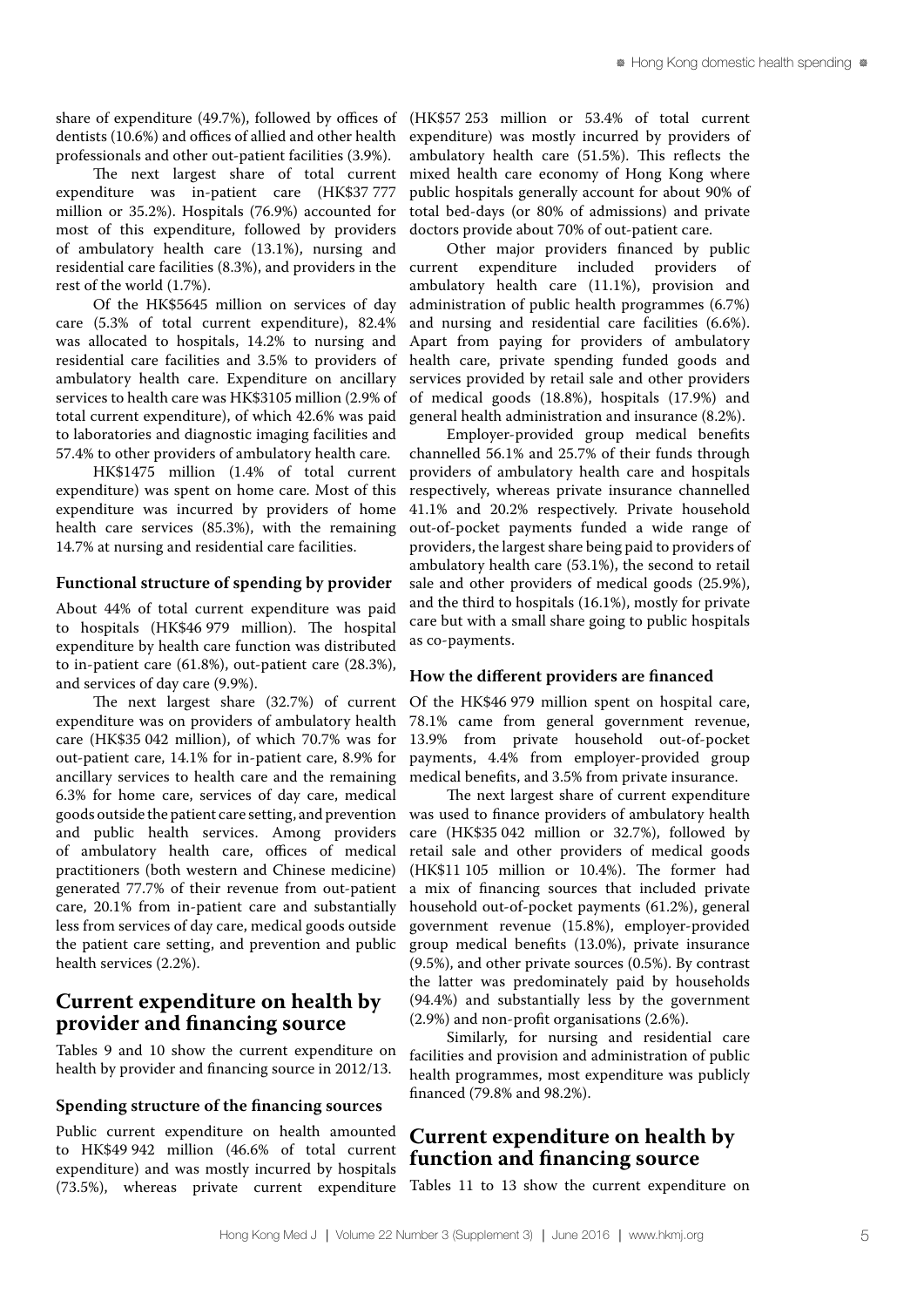share of expenditure (49.7%), followed by offices of dentists (10.6%) and offices of allied and other health professionals and other out-patient facilities (3.9%).

The next largest share of total current expenditure was in-patient care (HK$37 777 million or 35.2%). Hospitals (76.9%) accounted for most of this expenditure, followed by providers of ambulatory health care (13.1%), nursing and residential care facilities (8.3%), and providers in the rest of the world (1.7%).

Of the HK$5645 million on services of day care (5.3% of total current expenditure), 82.4% was allocated to hospitals, 14.2% to nursing and residential care facilities and 3.5% to providers of ambulatory health care. Expenditure on ancillary services to health care was HK$3105 million (2.9% of total current expenditure), of which 42.6% was paid to laboratories and diagnostic imaging facilities and 57.4% to other providers of ambulatory health care.

HK$1475 million (1.4% of total current expenditure) was spent on home care. Most of this expenditure was incurred by providers of home health care services (85.3%), with the remaining 14.7% at nursing and residential care facilities.

### Functional structure of spending by provider

About 44% of total current expenditure was paid to hospitals (HK$46 979 million). The hospital expenditure by health care function was distributed to in-patient care (61.8%), out-patient care (28.3%), and services of day care (9.9%).

The next largest share (32.7%) of current expenditure was on providers of ambulatory health care (HK$35 042 million), of which 70.7% was for out-patient care, 14.1% for in-patient care, 8.9% for ancillary services to health care and the remaining 6.3% for home care, services of day care, medical goods outside the patient care setting, and prevention and public health services. Among providers of ambulatory health care, offices of medical practitioners (both western and Chinese medicine) generated 77.7% of their revenue from out-patient care, 20.1% from in-patient care and substantially less from services of day care, medical goods outside the patient care setting, and prevention and public health services (2.2%).

## Current expenditure on health by provider and financing source

Tables 9 and 10 show the current expenditure on health by provider and financing source in 2012/13.

### Spending structure of the financing sources

Public current expenditure on health amounted to HK$49 942 million (46.6% of total current expenditure) and was mostly incurred by hospitals (73.5%), whereas private current expenditure (HK$57 253 million or 53.4% of total current expenditure) was mostly incurred by providers of ambulatory health care (51.5%). This reflects the mixed health care economy of Hong Kong where public hospitals generally account for about 90% of total bed-days (or 80% of admissions) and private doctors provide about 70% of out-patient care.

Other major providers financed by public current expenditure included providers of ambulatory health care (11.1%), provision and administration of public health programmes (6.7%) and nursing and residential care facilities (6.6%). Apart from paying for providers of ambulatory health care, private spending funded goods and services provided by retail sale and other providers of medical goods (18.8%), hospitals (17.9%) and general health administration and insurance (8.2%).

Employer-provided group medical benefits channelled 56.1% and 25.7% of their funds through providers of ambulatory health care and hospitals respectively, whereas private insurance channelled 41.1% and 20.2% respectively. Private household out-of-pocket payments funded a wide range of providers, the largest share being paid to providers of ambulatory health care (53.1%), the second to retail sale and other providers of medical goods (25.9%), and the third to hospitals (16.1%), mostly for private care but with a small share going to public hospitals as co-payments.

### How the different providers are financed

Of the HK$46 979 million spent on hospital care, 78.1% came from general government revenue, 13.9% from private household out-of-pocket payments, 4.4% from employer-provided group medical benefits, and 3.5% from private insurance.

The next largest share of current expenditure was used to finance providers of ambulatory health care (HK$35 042 million or 32.7%), followed by retail sale and other providers of medical goods (HK$11 105 million or 10.4%). The former had a mix of financing sources that included private household out-of-pocket payments (61.2%), general government revenue (15.8%), employer-provided group medical benefits (13.0%), private insurance (9.5%), and other private sources (0.5%). By contrast the latter was predominately paid by households (94.4%) and substantially less by the government (2.9%) and non-profit organisations (2.6%).

Similarly, for nursing and residential care facilities and provision and administration of public health programmes, most expenditure was publicly financed (79.8% and 98.2%).

## Current expenditure on health by function and financing source

Tables 11 to 13 show the current expenditure on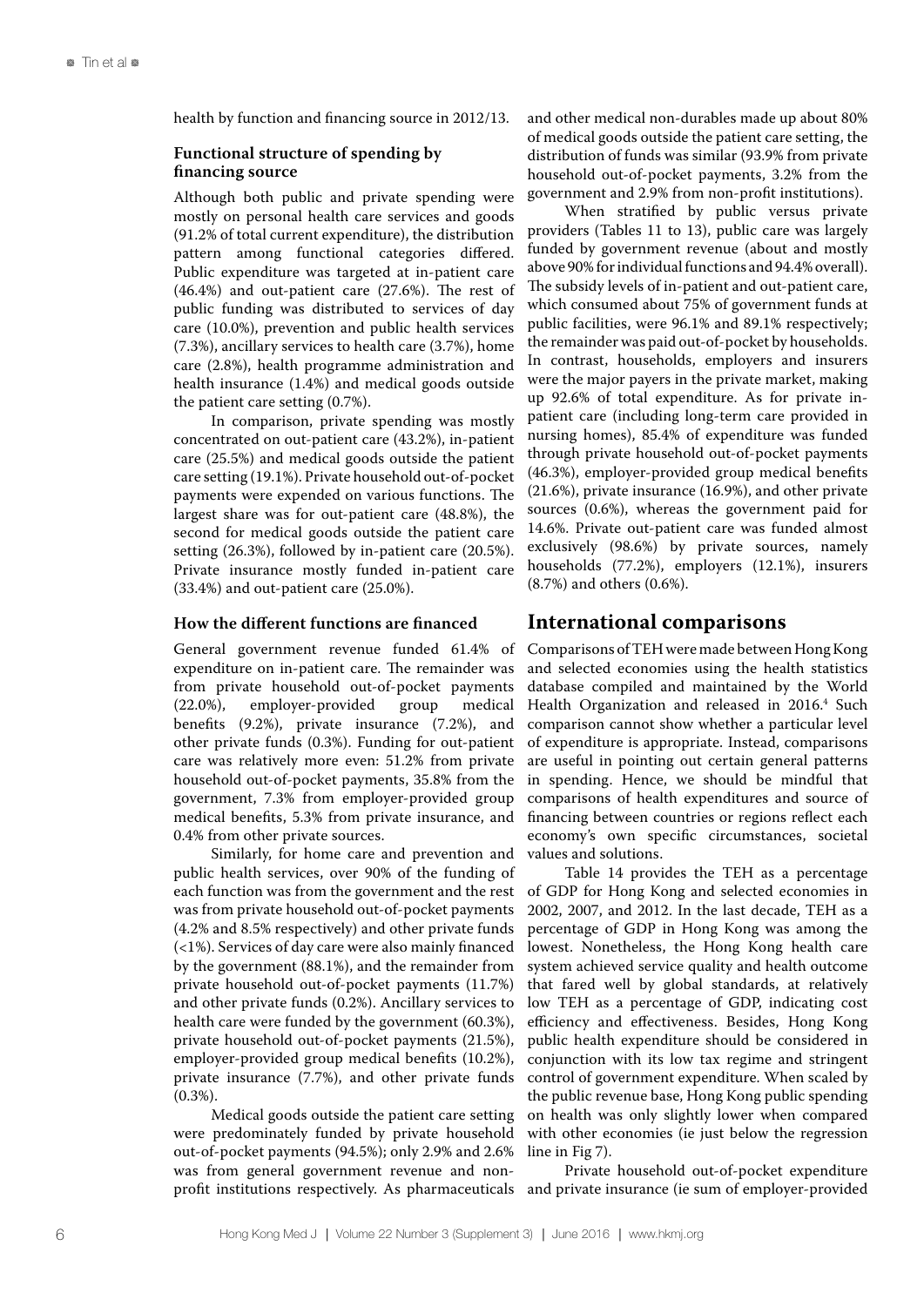health by function and financing source in 2012/13.

### Functional structure of spending by financing source

Although both public and private spending were mostly on personal health care services and goods (91.2% of total current expenditure), the distribution pattern among functional categories differed. Public expenditure was targeted at in-patient care (46.4%) and out-patient care (27.6%). The rest of public funding was distributed to services of day care (10.0%), prevention and public health services (7.3%), ancillary services to health care (3.7%), home care (2.8%), health programme administration and health insurance (1.4%) and medical goods outside the patient care setting (0.7%).

In comparison, private spending was mostly concentrated on out-patient care (43.2%), in-patient care (25.5%) and medical goods outside the patient care setting (19.1%). Private household out-of-pocket payments were expended on various functions. The largest share was for out-patient care (48.8%), the second for medical goods outside the patient care setting (26.3%), followed by in-patient care (20.5%). Private insurance mostly funded in-patient care (33.4%) and out-patient care (25.0%).

### How the different functions are financed

General government revenue funded 61.4% of expenditure on in-patient care. The remainder was from private household out-of-pocket payments (22.0%), employer-provided group medical benefits (9.2%), private insurance (7.2%), and other private funds (0.3%). Funding for out-patient care was relatively more even: 51.2% from private household out-of-pocket payments, 35.8% from the government, 7.3% from employer-provided group medical benefits, 5.3% from private insurance, and 0.4% from other private sources.

Similarly, for home care and prevention and public health services, over 90% of the funding of each function was from the government and the rest was from private household out-of-pocket payments (4.2% and 8.5% respectively) and other private funds (<1%). Services of day care were also mainly financed by the government (88.1%), and the remainder from private household out-of-pocket payments (11.7%) and other private funds (0.2%). Ancillary services to health care were funded by the government (60.3%), private household out-of-pocket payments (21.5%), employer-provided group medical benefits (10.2%), private insurance (7.7%), and other private funds (0.3%).

Medical goods outside the patient care setting were predominately funded by private household out-of-pocket payments (94.5%); only 2.9% and 2.6% was from general government revenue and non-profit institutions respectively. As pharmaceuticals and other medical non-durables made up about 80% of medical goods outside the patient care setting, the distribution of funds was similar (93.9% from private household out-of-pocket payments, 3.2% from the government and 2.9% from non-profit institutions).

When stratified by public versus private providers (Tables 11 to 13), public care was largely funded by government revenue (about and mostly above 90% for individual functions and 94.4% overall). The subsidy levels of in-patient and out-patient care, which consumed about 75% of government funds at public facilities, were 96.1% and 89.1% respectively; the remainder was paid out-of-pocket by households. In contrast, households, employers and insurers were the major payers in the private market, making up 92.6% of total expenditure. As for private in-patient care (including long-term care provided in nursing homes), 85.4% of expenditure was funded through private household out-of-pocket payments (46.3%), employer-provided group medical benefits (21.6%), private insurance (16.9%), and other private sources (0.6%), whereas the government paid for 14.6%. Private out-patient care was funded almost exclusively (98.6%) by private sources, namely households (77.2%), employers (12.1%), insurers (8.7%) and others (0.6%).

## International comparisons

Comparisons of TEH were made between Hong Kong and selected economies using the health statistics database compiled and maintained by the World Health Organization and released in 2016.[4] Such comparison cannot show whether a particular level of expenditure is appropriate. Instead, comparisons are useful in pointing out certain general patterns in spending. Hence, we should be mindful that comparisons of health expenditures and source of financing between countries or regions reflect each economy's own specific circumstances, societal values and solutions.

Table 14 provides the TEH as a percentage of GDP for Hong Kong and selected economies in 2002, 2007, and 2012. In the last decade, TEH as a percentage of GDP in Hong Kong was among the lowest. Nonetheless, the Hong Kong health care system achieved service quality and health outcome that fared well by global standards, at relatively low TEH as a percentage of GDP, indicating cost efficiency and effectiveness. Besides, Hong Kong public health expenditure should be considered in conjunction with its low tax regime and stringent control of government expenditure. When scaled by the public revenue base, Hong Kong public spending on health was only slightly lower when compared with other economies (ie just below the regression line in Fig 7).

Private household out-of-pocket expenditure and private insurance (ie sum of employer-provided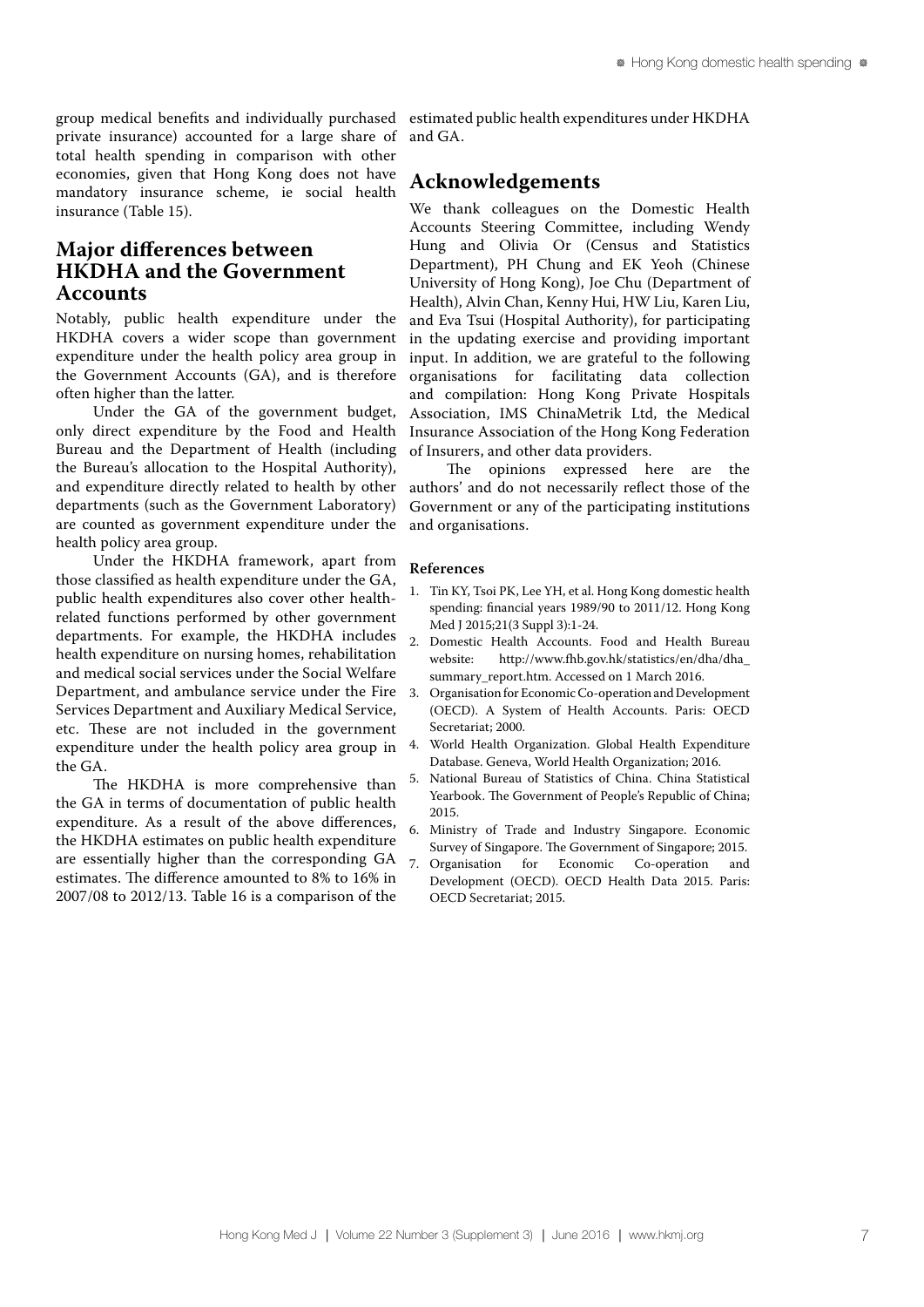group medical benefits and individually purchased private insurance) accounted for a large share of total health spending in comparison with other economies, given that Hong Kong does not have mandatory insurance scheme, ie social health insurance (Table 15).

## Major differences between HKDHA and the Government Accounts

Notably, public health expenditure under the HKDHA covers a wider scope than government expenditure under the health policy area group in the Government Accounts (GA), and is therefore often higher than the latter.

Under the GA of the government budget, only direct expenditure by the Food and Health Bureau and the Department of Health (including the Bureau's allocation to the Hospital Authority), and expenditure directly related to health by other departments (such as the Government Laboratory) are counted as government expenditure under the health policy area group.

Under the HKDHA framework, apart from those classified as health expenditure under the GA, public health expenditures also cover other health-related functions performed by other government departments. For example, the HKDHA includes health expenditure on nursing homes, rehabilitation and medical social services under the Social Welfare Department, and ambulance service under the Fire Services Department and Auxiliary Medical Service, etc. These are not included in the government expenditure under the health policy area group in the GA.

The HKDHA is more comprehensive than the GA in terms of documentation of public health expenditure. As a result of the above differences, the HKDHA estimates on public health expenditure are essentially higher than the corresponding GA estimates. The difference amounted to 8% to 16% in 2007/08 to 2012/13. Table 16 is a comparison of the estimated public health expenditures under HKDHA and GA.

## Acknowledgements

We thank colleagues on the Domestic Health Accounts Steering Committee, including Wendy Hung and Olivia Or (Census and Statistics Department), PH Chung and EK Yeoh (Chinese University of Hong Kong), Joe Chu (Department of Health), Alvin Chan, Kenny Hui, HW Liu, Karen Liu, and Eva Tsui (Hospital Authority), for participating in the updating exercise and providing important input. In addition, we are grateful to the following organisations for facilitating data collection and compilation: Hong Kong Private Hospitals Association, IMS ChinaMetrik Ltd, the Medical Insurance Association of the Hong Kong Federation of Insurers, and other data providers.

The opinions expressed here are the authors' and do not necessarily reflect those of the Government or any of the participating institutions and organisations.

### References

1. Tin KY, Tsoi PK, Lee YH, et al. Hong Kong domestic health spending: financial years 1989/90 to 2011/12. Hong Kong Med J 2015;21(3 Suppl 3):1-24.
2. Domestic Health Accounts. Food and Health Bureau website: http://www.fhb.gov.hk/statistics/en/dha/dha_summary_report.htm. Accessed on 1 March 2016.
3. Organisation for Economic Co-operation and Development (OECD). A System of Health Accounts. Paris: OECD Secretariat; 2000.
4. World Health Organization. Global Health Expenditure Database. Geneva, World Health Organization; 2016.
5. National Bureau of Statistics of China. China Statistical Yearbook. The Government of People's Republic of China; 2015.
6. Ministry of Trade and Industry Singapore. Economic Survey of Singapore. The Government of Singapore; 2015.
7. Organisation for Economic Co-operation and Development (OECD). OECD Health Data 2015. Paris: OECD Secretariat; 2015.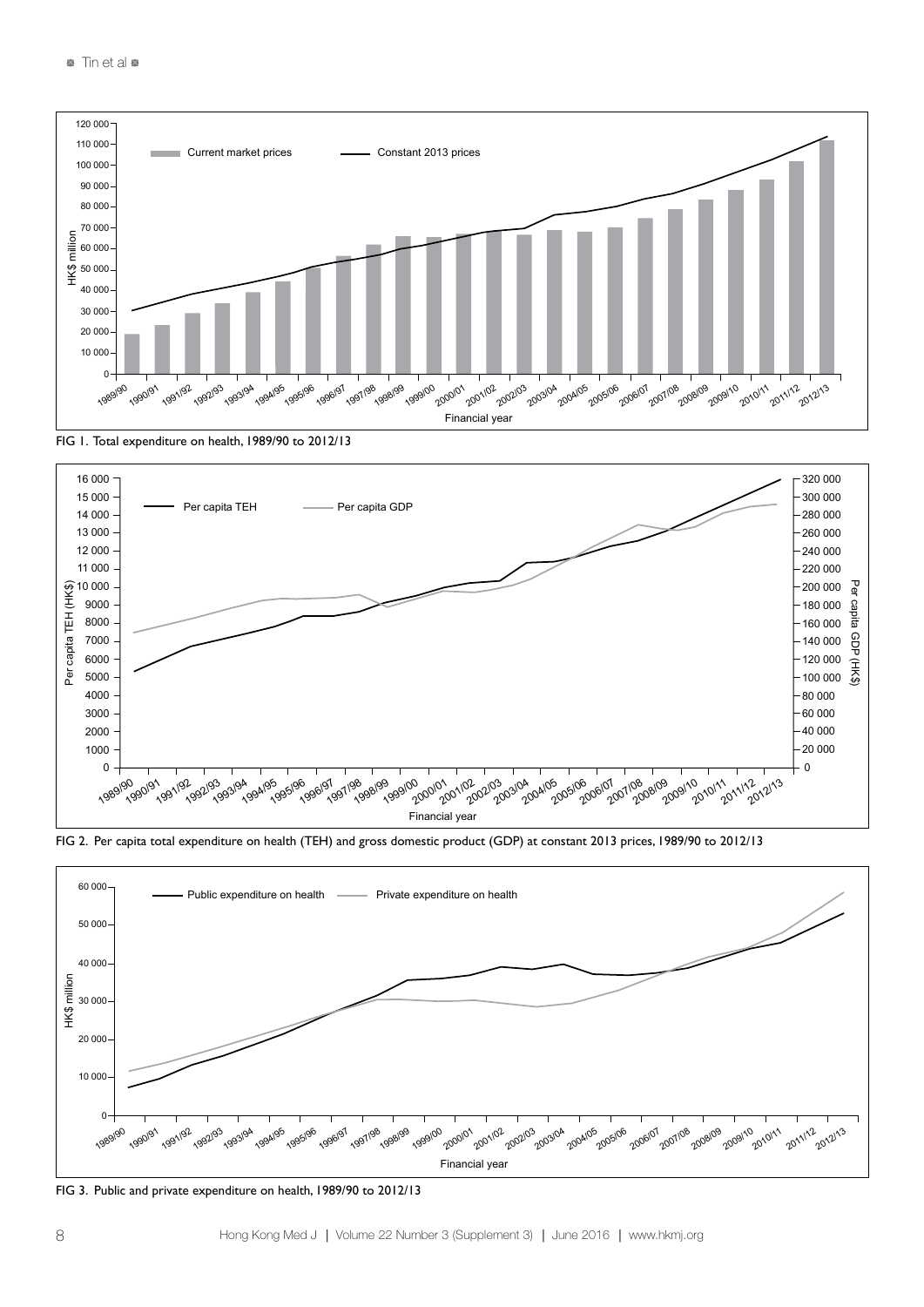FIG 1. Total expenditure on health, 1989/90 to 2012/13

FIG 2. Per capita total expenditure on health (TEH) and gross domestic product (GDP) at constant 2013 prices, 1989/90 to 2012/13

FIG 3. Public and private expenditure on health, 1989/90 to 2012/13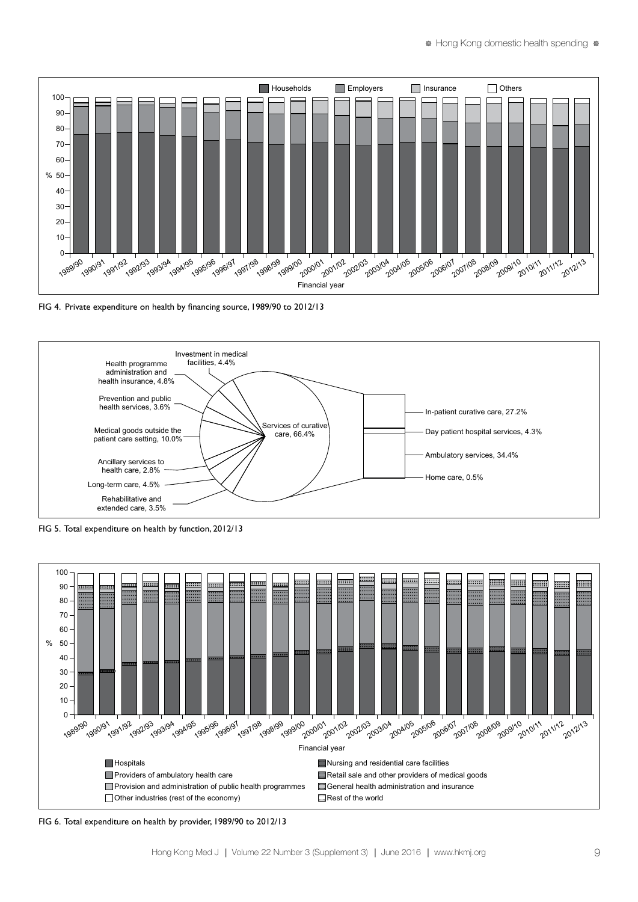FIG 4. Private expenditure on health by financing source, 1989/90 to 2012/13

FIG 5. Total expenditure on health by function, 2012/13

FIG 6. Total expenditure on health by provider, 1989/90 to 2012/13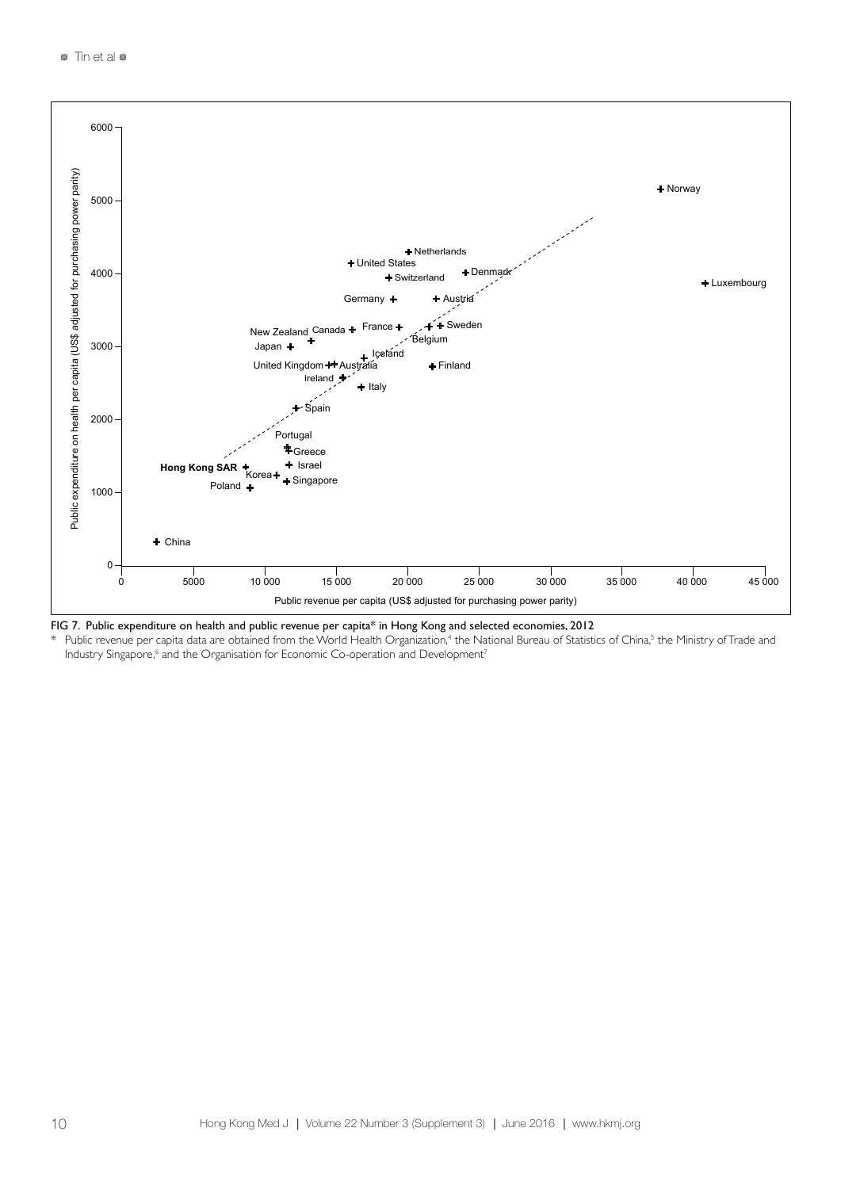FIG 7. Public expenditure on health and public revenue per capita* in Hong Kong and selected economies, 2012

\* Public revenue per capita data are obtained from the World Health Organization,[4] the National Bureau of Statistics of China,[5] the Ministry of Trade and Industry Singapore,[6] and the Organisation for Economic Co-operation and Development[7]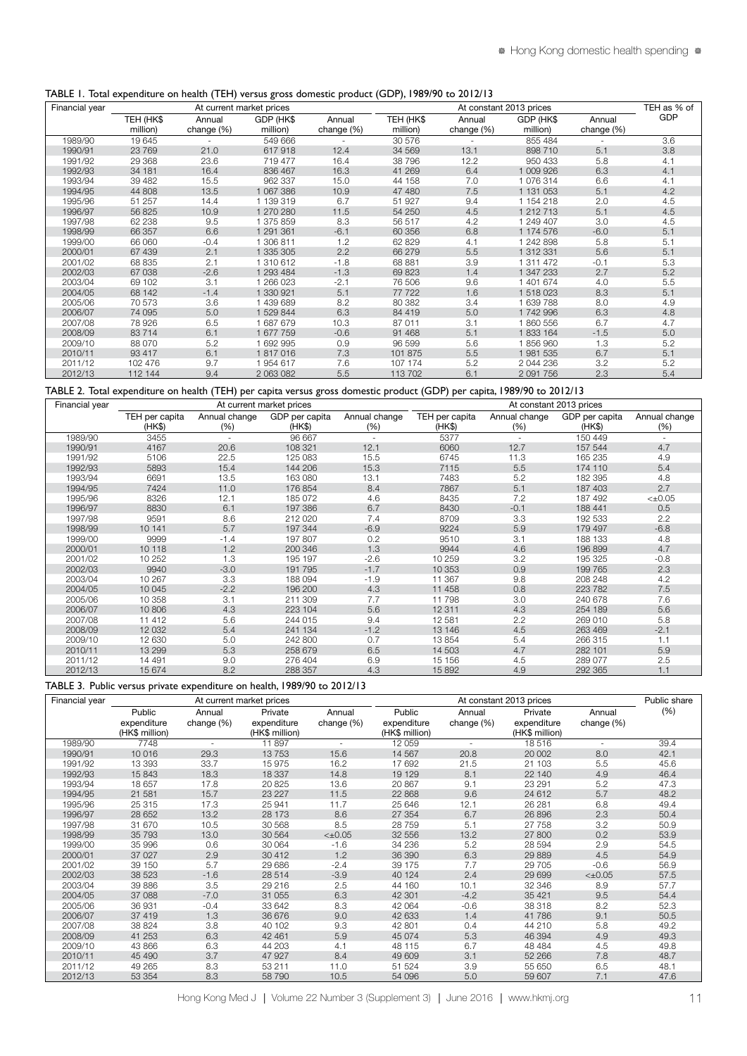TABLE 1. Total expenditure on health (TEH) versus gross domestic product (GDP), 1989/90 to 2012/13

| Financial year | At current market prices | | | | At constant 2013 prices | | | | TEH as % of GDP |
|---|---|---|---|---|---|---|---|---|---|
| | TEH (HK$ million) | Annual change (%) | GDP (HK$ million) | Annual change (%) | TEH (HK$ million) | Annual change (%) | GDP (HK$ million) | Annual change (%) | |
| 1989/90 | 19 645 | - | 549 666 | - | 30 576 | - | 855 484 | - | 3.6 |
| 1990/91 | 23 769 | 21.0 | 617 918 | 12.4 | 34 569 | 13.1 | 898 710 | 5.1 | 3.8 |
| 1991/92 | 29 368 | 23.6 | 719 477 | 16.4 | 38 796 | 12.2 | 950 433 | 5.8 | 4.1 |
| 1992/93 | 34 181 | 16.4 | 836 467 | 16.3 | 41 269 | 6.4 | 1 009 926 | 6.3 | 4.1 |
| 1993/94 | 39 482 | 15.5 | 962 337 | 15.0 | 44 158 | 7.0 | 1 076 314 | 6.6 | 4.1 |
| 1994/95 | 44 808 | 13.5 | 1 067 386 | 10.9 | 47 480 | 7.5 | 1 131 053 | 5.1 | 4.2 |
| 1995/96 | 51 257 | 14.4 | 1 139 319 | 6.7 | 51 927 | 9.4 | 1 154 218 | 2.0 | 4.5 |
| 1996/97 | 56 825 | 10.9 | 1 270 280 | 11.5 | 54 250 | 4.5 | 1 212 713 | 5.1 | 4.5 |
| 1997/98 | 62 238 | 9.5 | 1 375 859 | 8.3 | 56 517 | 4.2 | 1 249 407 | 3.0 | 4.5 |
| 1998/99 | 66 357 | 6.6 | 1 291 361 | -6.1 | 60 356 | 6.8 | 1 174 576 | -6.0 | 5.1 |
| 1999/00 | 66 060 | -0.4 | 1 306 811 | 1.2 | 62 829 | 4.1 | 1 242 898 | 5.8 | 5.1 |
| 2000/01 | 67 439 | 2.1 | 1 335 305 | 2.2 | 66 279 | 5.5 | 1 312 331 | 5.6 | 5.1 |
| 2001/02 | 68 835 | 2.1 | 1 310 612 | -1.8 | 68 881 | 3.9 | 1 311 472 | -0.1 | 5.3 |
| 2002/03 | 67 038 | -2.6 | 1 293 484 | -1.3 | 69 823 | 1.4 | 1 347 233 | 2.7 | 5.2 |
| 2003/04 | 69 102 | 3.1 | 1 266 023 | -2.1 | 76 506 | 9.6 | 1 401 674 | 4.0 | 5.5 |
| 2004/05 | 68 142 | -1.4 | 1 330 921 | 5.1 | 77 722 | 1.6 | 1 518 023 | 8.3 | 5.1 |
| 2005/06 | 70 573 | 3.6 | 1 439 689 | 8.2 | 80 382 | 3.4 | 1 639 788 | 8.0 | 4.9 |
| 2006/07 | 74 095 | 5.0 | 1 529 844 | 6.3 | 84 419 | 5.0 | 1 742 996 | 6.3 | 4.8 |
| 2007/08 | 78 926 | 6.5 | 1 687 679 | 10.3 | 87 011 | 3.1 | 1 860 556 | 6.7 | 4.7 |
| 2008/09 | 83 714 | 6.1 | 1 677 759 | -0.6 | 91 468 | 5.1 | 1 833 164 | -1.5 | 5.0 |
| 2009/10 | 88 070 | 5.2 | 1 692 995 | 0.9 | 96 599 | 5.6 | 1 856 960 | 1.3 | 5.2 |
| 2010/11 | 93 417 | 6.1 | 1 817 016 | 7.3 | 101 875 | 5.5 | 1 981 535 | 6.7 | 5.1 |
| 2011/12 | 102 476 | 9.7 | 1 954 617 | 7.6 | 107 174 | 5.2 | 2 044 236 | 3.2 | 5.2 |
| 2012/13 | 112 144 | 9.4 | 2 063 082 | 5.5 | 113 702 | 6.1 | 2 091 756 | 2.3 | 5.4 |

TABLE 2. Total expenditure on health (TEH) per capita versus gross domestic product (GDP) per capita, 1989/90 to 2012/13

| Financial year | At current market prices | | | | At constant 2013 prices | | | |
|---|---|---|---|---|---|---|---|---|
| | TEH per capita (HK$) | Annual change (%) | GDP per capita (HK$) | Annual change (%) | TEH per capita (HK$) | Annual change (%) | GDP per capita (HK$) | Annual change (%) |
| 1989/90 | 3455 | - | 96 667 | - | 5377 | - | 150 449 | - |
| 1990/91 | 4167 | 20.6 | 108 321 | 12.1 | 6060 | 12.7 | 157 544 | 4.7 |
| 1991/92 | 5106 | 22.5 | 125 083 | 15.5 | 6745 | 11.3 | 165 235 | 4.9 |
| 1992/93 | 5893 | 15.4 | 144 206 | 15.3 | 7115 | 5.5 | 174 110 | 5.4 |
| 1993/94 | 6691 | 13.5 | 163 080 | 13.1 | 7483 | 5.2 | 182 395 | 4.8 |
| 1994/95 | 7424 | 11.0 | 176 854 | 8.4 | 7867 | 5.1 | 187 403 | 2.7 |
| 1995/96 | 8326 | 12.1 | 185 072 | 4.6 | 8435 | 7.2 | 187 492 | <±0.05 |
| 1996/97 | 8830 | 6.1 | 197 386 | 6.7 | 8430 | -0.1 | 188 441 | 0.5 |
| 1997/98 | 9591 | 8.6 | 212 020 | 7.4 | 8709 | 3.3 | 192 533 | 2.2 |
| 1998/99 | 10 141 | 5.7 | 197 344 | -6.9 | 9224 | 5.9 | 179 497 | -6.8 |
| 1999/00 | 9999 | -1.4 | 197 807 | 0.2 | 9510 | 3.1 | 188 133 | 4.8 |
| 2000/01 | 10 118 | 1.2 | 200 346 | 1.3 | 9944 | 4.6 | 196 899 | 4.7 |
| 2001/02 | 10 252 | 1.3 | 195 197 | -2.6 | 10 259 | 3.2 | 195 325 | -0.8 |
| 2002/03 | 9940 | -3.0 | 191 795 | -1.7 | 10 353 | 0.9 | 199 765 | 2.3 |
| 2003/04 | 10 267 | 3.3 | 188 094 | -1.9 | 11 367 | 9.8 | 208 248 | 4.2 |
| 2004/05 | 10 045 | -2.2 | 196 200 | 4.3 | 11 458 | 0.8 | 223 782 | 7.5 |
| 2005/06 | 10 358 | 3.1 | 211 309 | 7.7 | 11 798 | 3.0 | 240 678 | 7.6 |
| 2006/07 | 10 806 | 4.3 | 223 104 | 5.6 | 12 311 | 4.3 | 254 189 | 5.6 |
| 2007/08 | 11 412 | 5.6 | 244 015 | 9.4 | 12 581 | 2.2 | 269 010 | 5.8 |
| 2008/09 | 12 032 | 5.4 | 241 134 | -1.2 | 13 146 | 4.5 | 263 469 | -2.1 |
| 2009/10 | 12 630 | 5.0 | 242 800 | 0.7 | 13 854 | 5.4 | 266 315 | 1.1 |
| 2010/11 | 13 299 | 5.3 | 258 679 | 6.5 | 14 503 | 4.7 | 282 101 | 5.9 |
| 2011/12 | 14 491 | 9.0 | 276 404 | 6.9 | 15 156 | 4.5 | 289 077 | 2.5 |
| 2012/13 | 15 674 | 8.2 | 288 357 | 4.3 | 15 892 | 4.9 | 292 365 | 1.1 |

TABLE 3. Public versus private expenditure on health, 1989/90 to 2012/13

| Financial year | At current market prices | | | | At constant 2013 prices | | | | Public share (%) |
|---|---|---|---|---|---|---|---|---|---|
| | Public expenditure (HK$ million) | Annual change (%) | Private expenditure (HK$ million) | Annual change (%) | Public expenditure (HK$ million) | Annual change (%) | Private expenditure (HK$ million) | Annual change (%) | |
| 1989/90 | 7748 | - | 11 897 | - | 12 059 | - | 18 516 | - | 39.4 |
| 1990/91 | 10 016 | 29.3 | 13 753 | 15.6 | 14 567 | 20.8 | 20 002 | 8.0 | 42.1 |
| 1991/92 | 13 393 | 33.7 | 15 975 | 16.2 | 17 692 | 21.5 | 21 103 | 5.5 | 45.6 |
| 1992/93 | 15 843 | 18.3 | 18 337 | 14.8 | 19 129 | 8.1 | 22 140 | 4.9 | 46.4 |
| 1993/94 | 18 657 | 17.8 | 20 825 | 13.6 | 20 867 | 9.1 | 23 291 | 5.2 | 47.3 |
| 1994/95 | 21 581 | 15.7 | 23 227 | 11.5 | 22 868 | 9.6 | 24 612 | 5.7 | 48.2 |
| 1995/96 | 25 315 | 17.3 | 25 941 | 11.7 | 25 646 | 12.1 | 26 281 | 6.8 | 49.4 |
| 1996/97 | 28 652 | 13.2 | 28 173 | 8.6 | 27 354 | 6.7 | 26 896 | 2.3 | 50.4 |
| 1997/98 | 31 670 | 10.5 | 30 568 | 8.5 | 28 759 | 5.1 | 27 758 | 3.2 | 50.9 |
| 1998/99 | 35 793 | 13.0 | 30 564 | <±0.05 | 32 556 | 13.2 | 27 800 | 0.2 | 53.9 |
| 1999/00 | 35 996 | 0.6 | 30 064 | -1.6 | 34 236 | 5.2 | 28 594 | 2.9 | 54.5 |
| 2000/01 | 37 027 | 2.9 | 30 412 | 1.2 | 36 390 | 6.3 | 29 889 | 4.5 | 54.9 |
| 2001/02 | 39 150 | 5.7 | 29 686 | -2.4 | 39 175 | 7.7 | 29 705 | -0.6 | 56.9 |
| 2002/03 | 38 523 | -1.6 | 28 514 | -3.9 | 40 124 | 2.4 | 29 699 | <±0.05 | 57.5 |
| 2003/04 | 39 886 | 3.5 | 29 216 | 2.5 | 44 160 | 10.1 | 32 346 | 8.9 | 57.7 |
| 2004/05 | 37 088 | -7.0 | 31 055 | 6.3 | 42 301 | -4.2 | 35 421 | 9.5 | 54.4 |
| 2005/06 | 36 931 | -0.4 | 33 642 | 8.3 | 42 064 | -0.6 | 38 318 | 8.2 | 52.3 |
| 2006/07 | 37 419 | 1.3 | 36 676 | 9.0 | 42 633 | 1.4 | 41 786 | 9.1 | 50.5 |
| 2007/08 | 38 824 | 3.8 | 40 102 | 9.3 | 42 801 | 0.4 | 44 210 | 5.8 | 49.2 |
| 2008/09 | 41 253 | 6.3 | 42 461 | 5.9 | 45 074 | 5.3 | 46 394 | 4.9 | 49.3 |
| 2009/10 | 43 866 | 6.3 | 44 203 | 4.1 | 48 115 | 6.7 | 48 484 | 4.5 | 49.8 |
| 2010/11 | 45 490 | 3.7 | 47 927 | 8.4 | 49 609 | 3.1 | 52 266 | 7.8 | 48.7 |
| 2011/12 | 49 265 | 8.3 | 53 211 | 11.0 | 51 524 | 3.9 | 55 650 | 6.5 | 48.1 |
| 2012/13 | 53 354 | 8.3 | 58 790 | 10.5 | 54 096 | 5.0 | 59 607 | 7.1 | 47.6 |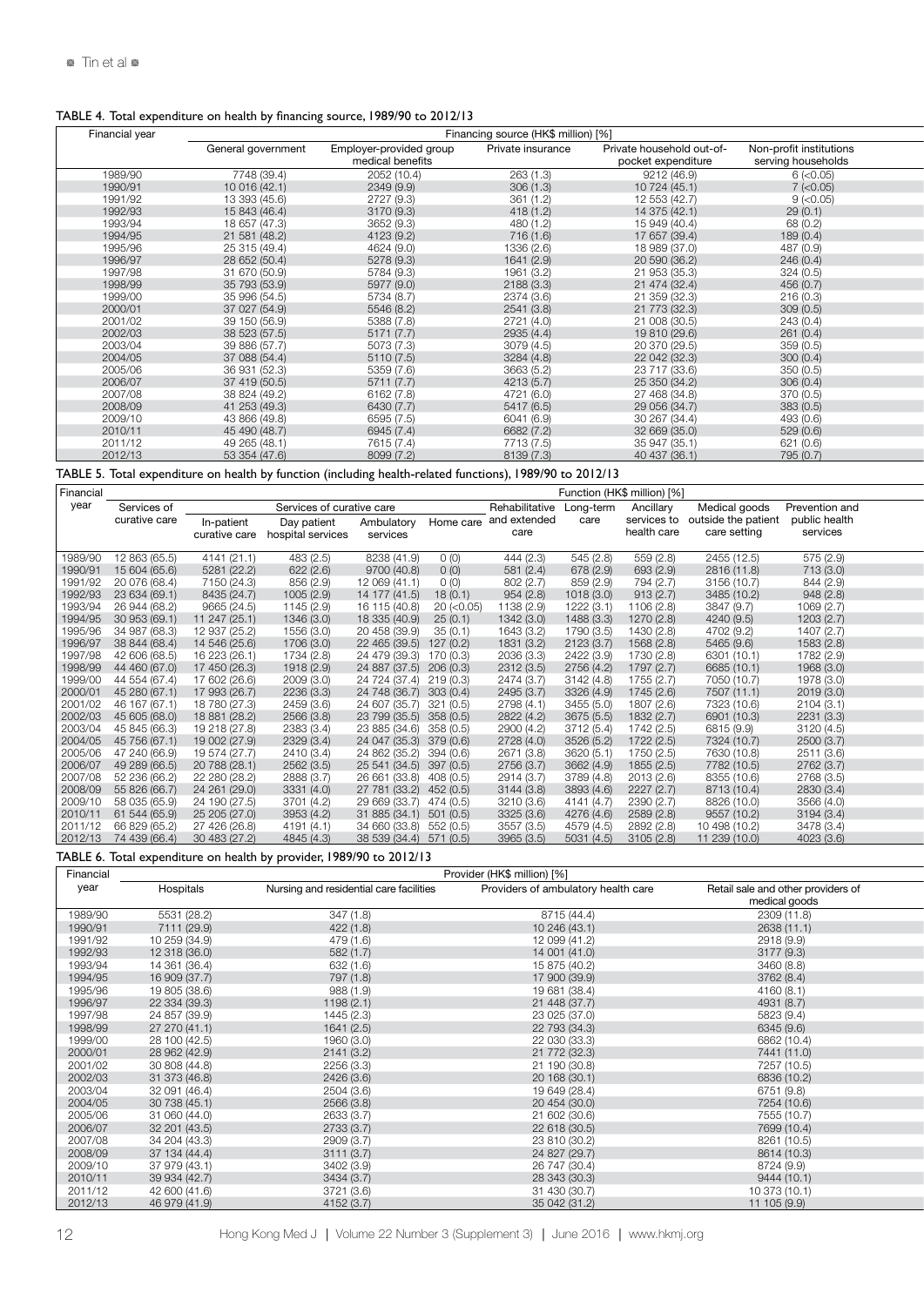TABLE 4. Total expenditure on health by financing source, 1989/90 to 2012/13

| Financial year | Financing source (HK$ million) [%] | | | | |
|---|---|---|---|---|---|
| | General government | Employer-provided group medical benefits | Private insurance | Private household out-of-pocket expenditure | Non-profit institutions serving households |
| 1989/90 | 7748 (39.4) | 2052 (10.4) | 263 (1.3) | 9212 (46.9) | 6 (<0.05) |
| 1990/91 | 10 016 (42.1) | 2349 (9.9) | 306 (1.3) | 10 724 (45.1) | 7 (<0.05) |
| 1991/92 | 13 393 (45.6) | 2727 (9.3) | 361 (1.2) | 12 553 (42.7) | 9 (<0.05) |
| 1992/93 | 15 843 (46.4) | 3170 (9.3) | 418 (1.2) | 14 375 (42.1) | 29 (0.1) |
| 1993/94 | 18 657 (47.3) | 3652 (9.3) | 480 (1.2) | 15 949 (40.4) | 68 (0.2) |
| 1994/95 | 21 581 (48.2) | 4123 (9.2) | 716 (1.6) | 17 657 (39.4) | 189 (0.4) |
| 1995/96 | 25 315 (49.4) | 4624 (9.0) | 1336 (2.6) | 18 989 (37.0) | 487 (0.9) |
| 1996/97 | 28 652 (50.4) | 5278 (9.3) | 1641 (2.9) | 20 590 (36.2) | 246 (0.4) |
| 1997/98 | 31 670 (50.9) | 5784 (9.3) | 1961 (3.2) | 21 953 (35.3) | 324 (0.5) |
| 1998/99 | 35 793 (53.9) | 5977 (9.0) | 2188 (3.3) | 21 474 (32.4) | 456 (0.7) |
| 1999/00 | 35 996 (54.5) | 5734 (8.7) | 2374 (3.6) | 21 359 (32.3) | 216 (0.3) |
| 2000/01 | 37 027 (54.9) | 5546 (8.2) | 2541 (3.8) | 21 773 (32.3) | 309 (0.5) |
| 2001/02 | 39 150 (56.9) | 5388 (7.8) | 2721 (4.0) | 21 008 (30.5) | 243 (0.4) |
| 2002/03 | 38 523 (57.5) | 5171 (7.7) | 2935 (4.4) | 19 810 (29.6) | 261 (0.4) |
| 2003/04 | 39 886 (57.7) | 5073 (7.3) | 3079 (4.5) | 20 370 (29.5) | 359 (0.5) |
| 2004/05 | 37 088 (54.4) | 5110 (7.5) | 3284 (4.8) | 22 042 (32.3) | 300 (0.4) |
| 2005/06 | 36 931 (52.3) | 5359 (7.6) | 3663 (5.2) | 23 717 (33.6) | 350 (0.5) |
| 2006/07 | 37 419 (50.5) | 5711 (7.7) | 4213 (5.7) | 25 350 (34.2) | 306 (0.4) |
| 2007/08 | 38 824 (49.2) | 6162 (7.8) | 4721 (6.0) | 27 468 (34.8) | 370 (0.5) |
| 2008/09 | 41 253 (49.3) | 6430 (7.7) | 5417 (6.5) | 29 056 (34.7) | 383 (0.5) |
| 2009/10 | 43 866 (49.8) | 6595 (7.5) | 6041 (6.9) | 30 267 (34.4) | 493 (0.6) |
| 2010/11 | 45 490 (48.7) | 6945 (7.4) | 6682 (7.2) | 32 669 (35.0) | 529 (0.6) |
| 2011/12 | 49 265 (48.1) | 7615 (7.4) | 7713 (7.5) | 35 947 (35.1) | 621 (0.6) |
| 2012/13 | 53 354 (47.6) | 8099 (7.2) | 8139 (7.3) | 40 437 (36.1) | 795 (0.7) |

TABLE 5. Total expenditure on health by function (including health-related functions), 1989/90 to 2012/13

| Financial year | Function (HK$ million) [%] | | | | | | | | | |
|---|---|---|---|---|---|---|---|---|---|---|
| | Services of curative care | Services of curative care | | | | Rehabilitative and extended care | Long-term care | Ancillary services to health care | Medical goods outside the patient care setting | Prevention and public health services |
| | | In-patient curative care | Day patient hospital services | Ambulatory services | Home care | | | | | |
| 1989/90 | 12 863 (65.5) | 4141 (21.1) | 483 (2.5) | 8238 (41.9) | 0 (0) | 444 (2.3) | 545 (2.8) | 559 (2.8) | 2455 (12.5) | 575 (2.9) |
| 1990/91 | 15 604 (65.6) | 5281 (22.2) | 622 (2.6) | 9700 (40.8) | 0 (0) | 581 (2.4) | 678 (2.9) | 693 (2.9) | 2816 (11.8) | 713 (3.0) |
| 1991/92 | 20 076 (68.4) | 7150 (24.3) | 856 (2.9) | 12 069 (41.1) | 0 (0) | 802 (2.7) | 859 (2.9) | 794 (2.7) | 3156 (10.7) | 844 (2.9) |
| 1992/93 | 23 634 (69.1) | 8435 (24.7) | 1005 (2.9) | 14 177 (41.5) | 18 (0.1) | 954 (2.8) | 1018 (3.0) | 913 (2.7) | 3485 (10.2) | 948 (2.8) |
| 1993/94 | 26 944 (68.2) | 9665 (24.5) | 1145 (2.9) | 16 115 (40.8) | 20 (<0.05) | 1138 (2.9) | 1222 (3.1) | 1106 (2.8) | 3847 (9.7) | 1069 (2.7) |
| 1994/95 | 30 953 (69.1) | 11 247 (25.1) | 1346 (3.0) | 18 335 (40.9) | 25 (0.1) | 1342 (3.0) | 1488 (3.3) | 1270 (2.8) | 4240 (9.5) | 1203 (2.7) |
| 1995/96 | 34 987 (68.3) | 12 937 (25.2) | 1556 (3.0) | 20 458 (39.9) | 35 (0.1) | 1643 (3.2) | 1790 (3.5) | 1430 (2.8) | 4702 (9.2) | 1407 (2.7) |
| 1996/97 | 38 844 (68.4) | 14 546 (25.6) | 1706 (3.0) | 22 465 (39.5) | 127 (0.2) | 1831 (3.2) | 2123 (3.7) | 1568 (2.8) | 5465 (9.6) | 1583 (2.8) |
| 1997/98 | 42 606 (68.5) | 16 223 (26.1) | 1734 (2.8) | 24 479 (39.3) | 170 (0.3) | 2036 (3.3) | 2422 (3.9) | 1730 (2.8) | 6301 (10.1) | 1782 (2.9) |
| 1998/99 | 44 460 (67.0) | 17 450 (26.3) | 1918 (2.9) | 24 887 (37.5) | 206 (0.3) | 2312 (3.5) | 2756 (4.2) | 1797 (2.7) | 6685 (10.1) | 1968 (3.0) |
| 1999/00 | 44 554 (67.4) | 17 602 (26.6) | 2009 (3.0) | 24 724 (37.4) | 219 (0.3) | 2474 (3.7) | 3142 (4.8) | 1755 (2.7) | 7050 (10.7) | 1978 (3.0) |
| 2000/01 | 45 280 (67.1) | 17 993 (26.7) | 2236 (3.3) | 24 748 (36.7) | 303 (0.4) | 2495 (3.7) | 3326 (4.9) | 1745 (2.6) | 7507 (11.1) | 2019 (3.0) |
| 2001/02 | 46 167 (67.1) | 18 780 (27.3) | 2459 (3.6) | 24 607 (35.7) | 321 (0.5) | 2798 (4.1) | 3455 (5.0) | 1807 (2.6) | 7323 (10.6) | 2104 (3.1) |
| 2002/03 | 45 605 (68.0) | 18 881 (28.2) | 2566 (3.8) | 23 799 (35.5) | 358 (0.5) | 2822 (4.2) | 3675 (5.5) | 1832 (2.7) | 6901 (10.3) | 2231 (3.3) |
| 2003/04 | 45 845 (66.3) | 19 218 (27.8) | 2383 (3.4) | 23 885 (34.6) | 358 (0.5) | 2900 (4.2) | 3712 (5.4) | 1742 (2.5) | 6815 (9.9) | 3120 (4.5) |
| 2004/05 | 45 756 (67.1) | 19 002 (27.9) | 2329 (3.4) | 24 047 (35.3) | 379 (0.6) | 2728 (4.0) | 3526 (5.2) | 1722 (2.5) | 7324 (10.7) | 2500 (3.7) |
| 2005/06 | 47 240 (66.9) | 19 574 (27.7) | 2410 (3.4) | 24 862 (35.2) | 394 (0.6) | 2671 (3.8) | 3620 (5.1) | 1750 (2.5) | 7630 (10.8) | 2511 (3.6) |
| 2006/07 | 49 289 (66.5) | 20 788 (28.1) | 2562 (3.5) | 25 541 (34.5) | 397 (0.5) | 2756 (3.7) | 3662 (4.9) | 1855 (2.5) | 7782 (10.5) | 2762 (3.7) |
| 2007/08 | 52 236 (66.2) | 22 280 (28.2) | 2888 (3.7) | 26 661 (33.8) | 408 (0.5) | 2914 (3.7) | 3789 (4.8) | 2013 (2.6) | 8355 (10.6) | 2768 (3.5) |
| 2008/09 | 55 826 (66.7) | 24 261 (29.0) | 3331 (4.0) | 27 781 (33.2) | 452 (0.5) | 3144 (3.8) | 3893 (4.6) | 2227 (2.7) | 8713 (10.4) | 2830 (3.4) |
| 2009/10 | 58 035 (65.9) | 24 190 (27.5) | 3701 (4.2) | 29 669 (33.7) | 474 (0.5) | 3210 (3.6) | 4141 (4.7) | 2390 (2.7) | 8826 (10.0) | 3566 (4.0) |
| 2010/11 | 61 544 (65.9) | 25 205 (27.0) | 3953 (4.2) | 31 885 (34.1) | 501 (0.5) | 3325 (3.6) | 4276 (4.6) | 2589 (2.8) | 9557 (10.2) | 3194 (3.4) |
| 2011/12 | 66 829 (65.2) | 27 426 (26.8) | 4191 (4.1) | 34 660 (33.8) | 552 (0.5) | 3557 (3.5) | 4579 (4.5) | 2892 (2.8) | 10 498 (10.2) | 3478 (3.4) |
| 2012/13 | 74 439 (66.4) | 30 483 (27.2) | 4845 (4.3) | 38 539 (34.4) | 571 (0.5) | 3965 (3.5) | 5031 (4.5) | 3105 (2.8) | 11 239 (10.0) | 4023 (3.6) |

TABLE 6. Total expenditure on health by provider, 1989/90 to 2012/13

| Financial year | Provider (HK$ million) [%] | | | |
|---|---|---|---|---|
| | Hospitals | Nursing and residential care facilities | Providers of ambulatory health care | Retail sale and other providers of medical goods |
| 1989/90 | 5531 (28.2) | 347 (1.8) | 8715 (44.4) | 2309 (11.8) |
| 1990/91 | 7111 (29.9) | 422 (1.8) | 10 246 (43.1) | 2638 (11.1) |
| 1991/92 | 10 259 (34.9) | 479 (1.6) | 12 099 (41.2) | 2918 (9.9) |
| 1992/93 | 12 318 (36.0) | 582 (1.7) | 14 001 (41.0) | 3177 (9.3) |
| 1993/94 | 14 361 (36.4) | 632 (1.6) | 15 875 (40.2) | 3460 (8.8) |
| 1994/95 | 16 909 (37.7) | 797 (1.8) | 17 900 (39.9) | 3762 (8.4) |
| 1995/96 | 19 805 (38.6) | 988 (1.9) | 19 681 (38.4) | 4160 (8.1) |
| 1996/97 | 22 334 (39.3) | 1198 (2.1) | 21 448 (37.7) | 4931 (8.7) |
| 1997/98 | 24 857 (39.9) | 1445 (2.3) | 23 025 (37.0) | 5823 (9.4) |
| 1998/99 | 27 270 (41.1) | 1641 (2.5) | 22 793 (34.3) | 6345 (9.6) |
| 1999/00 | 28 100 (42.5) | 1960 (3.0) | 22 030 (33.3) | 6862 (10.4) |
| 2000/01 | 28 962 (42.9) | 2141 (3.2) | 21 772 (32.3) | 7441 (11.0) |
| 2001/02 | 30 808 (44.8) | 2256 (3.3) | 21 190 (30.8) | 7257 (10.5) |
| 2002/03 | 31 373 (46.8) | 2426 (3.6) | 20 168 (30.1) | 6836 (10.2) |
| 2003/04 | 32 091 (46.4) | 2504 (3.6) | 19 649 (28.4) | 6751 (9.8) |
| 2004/05 | 30 738 (45.1) | 2566 (3.8) | 20 454 (30.0) | 7254 (10.6) |
| 2005/06 | 31 060 (44.0) | 2633 (3.7) | 21 602 (30.6) | 7555 (10.7) |
| 2006/07 | 32 201 (43.5) | 2733 (3.7) | 22 618 (30.5) | 7699 (10.4) |
| 2007/08 | 34 204 (43.3) | 2909 (3.7) | 23 810 (30.2) | 8261 (10.5) |
| 2008/09 | 37 134 (44.4) | 3111 (3.7) | 24 827 (29.7) | 8614 (10.3) |
| 2009/10 | 37 979 (43.1) | 3402 (3.9) | 26 747 (30.4) | 8724 (9.9) |
| 2010/11 | 39 934 (42.7) | 3434 (3.7) | 28 343 (30.3) | 9444 (10.1) |
| 2011/12 | 42 600 (41.6) | 3721 (3.6) | 31 430 (30.7) | 10 373 (10.1) |
| 2012/13 | 46 979 (41.9) | 4152 (3.7) | 35 042 (31.2) | 11 105 (9.9) |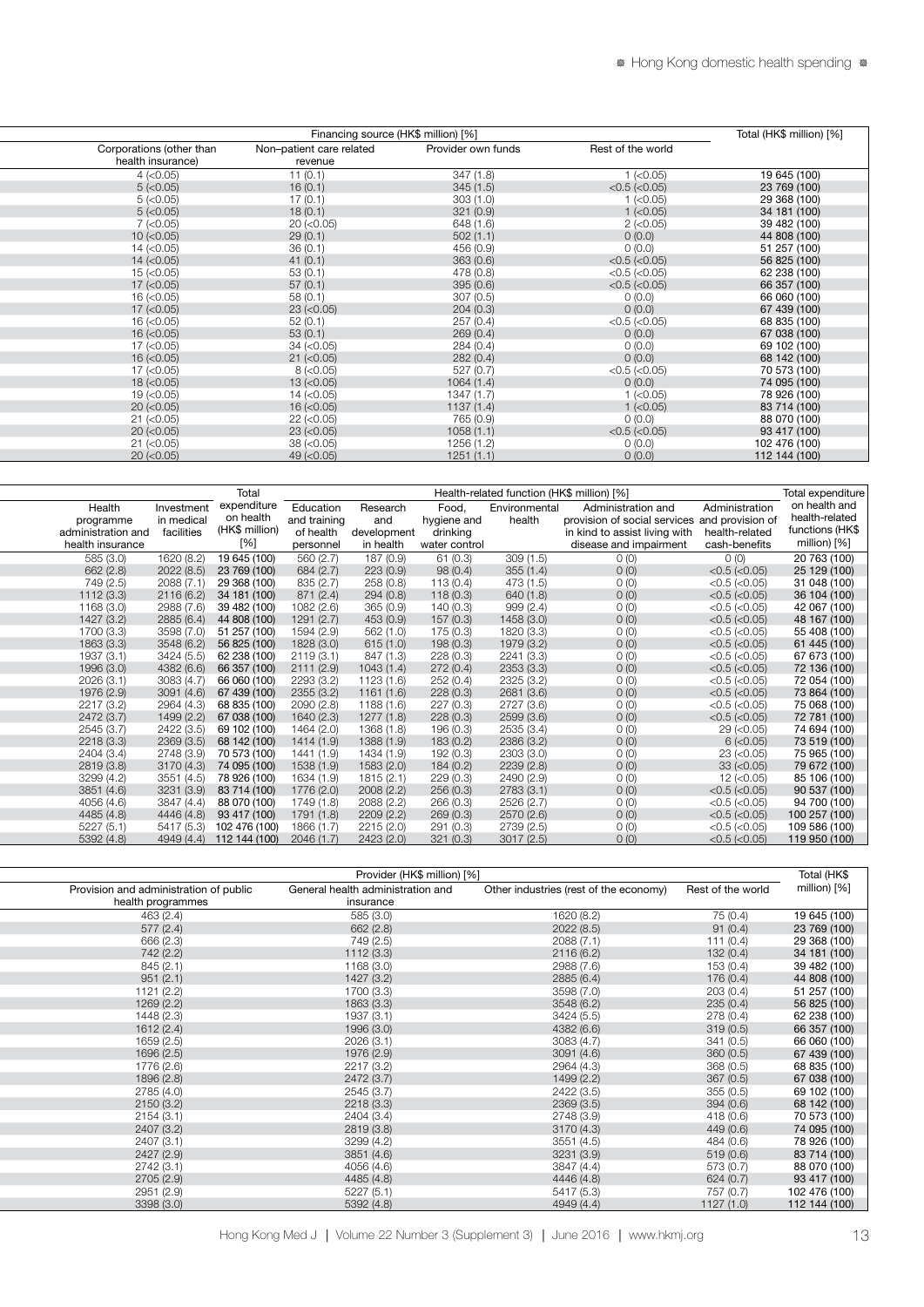| Financing source (HK$ million) [%] | | | | Total (HK$ million) [%] |
|---|---|---|---|---|
| Corporations (other than health insurance) | Non–patient care related revenue | Provider own funds | Rest of the world | |
| 4 (<0.05) | 11 (0.1) | 347 (1.8) | 1 (<0.05) | 19 645 (100) |
| 5 (<0.05) | 16 (0.1) | 345 (1.5) | <0.5 (<0.05) | 23 769 (100) |
| 5 (<0.05) | 17 (0.1) | 303 (1.0) | 1 (<0.05) | 29 368 (100) |
| 5 (<0.05) | 18 (0.1) | 321 (0.9) | 1 (<0.05) | 34 181 (100) |
| 7 (<0.05) | 20 (<0.05) | 648 (1.6) | 2 (<0.05) | 39 482 (100) |
| 10 (<0.05) | 29 (0.1) | 502 (1.1) | 0 (0.0) | 44 808 (100) |
| 14 (<0.05) | 36 (0.1) | 456 (0.9) | 0 (0.0) | 51 257 (100) |
| 14 (<0.05) | 41 (0.1) | 363 (0.6) | <0.5 (<0.05) | 56 825 (100) |
| 15 (<0.05) | 53 (0.1) | 478 (0.8) | <0.5 (<0.05) | 62 238 (100) |
| 17 (<0.05) | 57 (0.1) | 395 (0.6) | <0.5 (<0.05) | 66 357 (100) |
| 16 (<0.05) | 58 (0.1) | 307 (0.5) | 0 (0.0) | 66 060 (100) |
| 17 (<0.05) | 23 (<0.05) | 204 (0.3) | 0 (0.0) | 67 439 (100) |
| 16 (<0.05) | 52 (0.1) | 257 (0.4) | <0.5 (<0.05) | 68 835 (100) |
| 16 (<0.05) | 53 (0.1) | 269 (0.4) | 0 (0.0) | 67 038 (100) |
| 17 (<0.05) | 34 (<0.05) | 284 (0.4) | 0 (0.0) | 69 102 (100) |
| 16 (<0.05) | 21 (<0.05) | 282 (0.4) | 0 (0.0) | 68 142 (100) |
| 17 (<0.05) | 8 (<0.05) | 527 (0.7) | <0.5 (<0.05) | 70 573 (100) |
| 18 (<0.05) | 13 (<0.05) | 1064 (1.4) | 0 (0.0) | 74 095 (100) |
| 19 (<0.05) | 14 (<0.05) | 1347 (1.7) | 1 (<0.05) | 78 926 (100) |
| 20 (<0.05) | 16 (<0.05) | 1137 (1.4) | 1 (<0.05) | 83 714 (100) |
| 21 (<0.05) | 22 (<0.05) | 765 (0.9) | 0 (0.0) | 88 070 (100) |
| 20 (<0.05) | 23 (<0.05) | 1058 (1.1) | <0.5 (<0.05) | 93 417 (100) |
| 21 (<0.05) | 38 (<0.05) | 1256 (1.2) | 0 (0.0) | 102 476 (100) |
| 20 (<0.05) | 49 (<0.05) | 1251 (1.1) | 0 (0.0) | 112 144 (100) |

| Health programme administration and health insurance | Investment in medical facilities | Total expenditure on health (HK$ million) [%] | Health-related function (HK$ million) [%] | | | | | | Total expenditure on health and health-related functions (HK$ million) [%] |
|---|---|---|---|---|---|---|---|---|---|
| | | | Education and training of health personnel | Research and development in health | Food, hygiene and drinking water control | Environmental health | Administration and provision of social services in kind to assist living with disease and impairment | Administration and provision of health-related cash-benefits | |
| 585 (3.0) | 1620 (8.2) | 19 645 (100) | 560 (2.7) | 187 (0.9) | 61 (0.3) | 309 (1.5) | 0 (0) | 0 (0) | 20 763 (100) |
| 662 (2.8) | 2022 (8.5) | 23 769 (100) | 684 (2.7) | 223 (0.9) | 98 (0.4) | 355 (1.4) | 0 (0) | <0.5 (<0.05) | 25 129 (100) |
| 749 (2.5) | 2088 (7.1) | 29 368 (100) | 835 (2.7) | 258 (0.8) | 113 (0.4) | 473 (1.5) | 0 (0) | <0.5 (<0.05) | 31 048 (100) |
| 1112 (3.3) | 2116 (6.2) | 34 181 (100) | 871 (2.4) | 294 (0.8) | 118 (0.3) | 640 (1.8) | 0 (0) | <0.5 (<0.05) | 36 104 (100) |
| 1168 (3.0) | 2988 (7.6) | 39 482 (100) | 1082 (2.6) | 365 (0.9) | 140 (0.3) | 999 (2.4) | 0 (0) | <0.5 (<0.05) | 42 067 (100) |
| 1427 (3.2) | 2885 (6.4) | 44 808 (100) | 1291 (2.7) | 453 (0.9) | 157 (0.3) | 1458 (3.0) | 0 (0) | <0.5 (<0.05) | 48 167 (100) |
| 1700 (3.3) | 3598 (7.0) | 51 257 (100) | 1594 (2.9) | 562 (1.0) | 175 (0.3) | 1820 (3.3) | 0 (0) | <0.5 (<0.05) | 55 408 (100) |
| 1863 (3.3) | 3548 (6.2) | 56 825 (100) | 1828 (3.0) | 615 (1.0) | 198 (0.3) | 1979 (3.2) | 0 (0) | <0.5 (<0.05) | 61 445 (100) |
| 1937 (3.1) | 3424 (5.5) | 62 238 (100) | 2119 (3.1) | 847 (1.3) | 228 (0.3) | 2241 (3.3) | 0 (0) | <0.5 (<0.05) | 67 673 (100) |
| 1996 (3.0) | 4382 (6.6) | 66 357 (100) | 2111 (2.9) | 1043 (1.4) | 272 (0.4) | 2353 (3.3) | 0 (0) | <0.5 (<0.05) | 72 136 (100) |
| 2026 (3.1) | 3083 (4.7) | 66 060 (100) | 2293 (3.2) | 1123 (1.6) | 252 (0.4) | 2325 (3.2) | 0 (0) | <0.5 (<0.05) | 72 054 (100) |
| 1976 (2.9) | 3091 (4.6) | 67 439 (100) | 2355 (3.2) | 1161 (1.6) | 228 (0.3) | 2681 (3.6) | 0 (0) | <0.5 (<0.05) | 73 864 (100) |
| 2217 (3.2) | 2964 (4.3) | 68 835 (100) | 2090 (2.8) | 1188 (1.6) | 227 (0.3) | 2727 (3.6) | 0 (0) | <0.5 (<0.05) | 75 068 (100) |
| 2472 (3.7) | 1499 (2.2) | 67 038 (100) | 1640 (2.3) | 1277 (1.8) | 228 (0.3) | 2599 (3.6) | 0 (0) | <0.5 (<0.05) | 72 781 (100) |
| 2545 (3.7) | 2422 (3.5) | 69 102 (100) | 1464 (2.0) | 1368 (1.8) | 196 (0.3) | 2535 (3.4) | 0 (0) | 29 (<0.05) | 74 694 (100) |
| 2218 (3.3) | 2369 (3.5) | 68 142 (100) | 1414 (1.9) | 1388 (1.9) | 183 (0.2) | 2386 (3.2) | 0 (0) | 6 (<0.05) | 73 519 (100) |
| 2404 (3.4) | 2748 (3.9) | 70 573 (100) | 1441 (1.9) | 1434 (1.9) | 192 (0.3) | 2303 (3.0) | 0 (0) | 23 (<0.05) | 75 965 (100) |
| 2819 (3.8) | 3170 (4.3) | 74 095 (100) | 1538 (1.9) | 1583 (2.0) | 184 (0.2) | 2239 (2.8) | 0 (0) | 33 (<0.05) | 79 672 (100) |
| 3299 (4.2) | 3551 (4.5) | 78 926 (100) | 1634 (1.9) | 1815 (2.1) | 229 (0.3) | 2490 (2.9) | 0 (0) | 12 (<0.05) | 85 106 (100) |
| 3851 (4.6) | 3231 (3.9) | 83 714 (100) | 1776 (2.0) | 2008 (2.2) | 256 (0.3) | 2783 (3.1) | 0 (0) | <0.5 (<0.05) | 90 537 (100) |
| 4056 (4.6) | 3847 (4.4) | 88 070 (100) | 1749 (1.8) | 2088 (2.2) | 266 (0.3) | 2526 (2.7) | 0 (0) | <0.5 (<0.05) | 94 700 (100) |
| 4485 (4.8) | 4446 (4.8) | 93 417 (100) | 1791 (1.8) | 2209 (2.2) | 269 (0.3) | 2570 (2.6) | 0 (0) | <0.5 (<0.05) | 100 257 (100) |
| 5227 (5.1) | 5417 (5.3) | 102 476 (100) | 1866 (1.7) | 2215 (2.0) | 291 (0.3) | 2739 (2.5) | 0 (0) | <0.5 (<0.05) | 109 586 (100) |
| 5392 (4.8) | 4949 (4.4) | 112 144 (100) | 2046 (1.7) | 2423 (2.0) | 321 (0.3) | 3017 (2.5) | 0 (0) | <0.5 (<0.05) | 119 950 (100) |

| Provider (HK$ million) [%] | | | | Total (HK$ million) [%] |
|---|---|---|---|---|
| Provision and administration of public health programmes | General health administration and insurance | Other industries (rest of the economy) | Rest of the world | |
| 463 (2.4) | 585 (3.0) | 1620 (8.2) | 75 (0.4) | 19 645 (100) |
| 577 (2.4) | 662 (2.8) | 2022 (8.5) | 91 (0.4) | 23 769 (100) |
| 666 (2.3) | 749 (2.5) | 2088 (7.1) | 111 (0.4) | 29 368 (100) |
| 742 (2.2) | 1112 (3.3) | 2116 (6.2) | 132 (0.4) | 34 181 (100) |
| 845 (2.1) | 1168 (3.0) | 2988 (7.6) | 153 (0.4) | 39 482 (100) |
| 951 (2.1) | 1427 (3.2) | 2885 (6.4) | 176 (0.4) | 44 808 (100) |
| 1121 (2.2) | 1700 (3.3) | 3598 (7.0) | 203 (0.4) | 51 257 (100) |
| 1269 (2.2) | 1863 (3.3) | 3548 (6.2) | 235 (0.4) | 56 825 (100) |
| 1448 (2.3) | 1937 (3.1) | 3424 (5.5) | 278 (0.4) | 62 238 (100) |
| 1612 (2.4) | 1996 (3.0) | 4382 (6.6) | 319 (0.5) | 66 357 (100) |
| 1659 (2.5) | 2026 (3.1) | 3083 (4.7) | 341 (0.5) | 66 060 (100) |
| 1696 (2.5) | 1976 (2.9) | 3091 (4.6) | 360 (0.5) | 67 439 (100) |
| 1776 (2.6) | 2217 (3.2) | 2964 (4.3) | 368 (0.5) | 68 835 (100) |
| 1896 (2.8) | 2472 (3.7) | 1499 (2.2) | 367 (0.5) | 67 038 (100) |
| 2785 (4.0) | 2545 (3.7) | 2422 (3.5) | 355 (0.5) | 69 102 (100) |
| 2150 (3.2) | 2218 (3.3) | 2369 (3.5) | 394 (0.6) | 68 142 (100) |
| 2154 (3.1) | 2404 (3.4) | 2748 (3.9) | 418 (0.6) | 70 573 (100) |
| 2407 (3.2) | 2819 (3.8) | 3170 (4.3) | 449 (0.6) | 74 095 (100) |
| 2407 (3.1) | 3299 (4.2) | 3551 (4.5) | 484 (0.6) | 78 926 (100) |
| 2427 (2.9) | 3851 (4.6) | 3231 (3.9) | 519 (0.6) | 83 714 (100) |
| 2742 (3.1) | 4056 (4.6) | 3847 (4.4) | 573 (0.7) | 88 070 (100) |
| 2705 (2.9) | 4485 (4.8) | 4446 (4.8) | 624 (0.7) | 93 417 (100) |
| 2951 (2.9) | 5227 (5.1) | 5417 (5.3) | 757 (0.7) | 102 476 (100) |
| 3398 (3.0) | 5392 (4.8) | 4949 (4.4) | 1127 (1.0) | 112 144 (100) |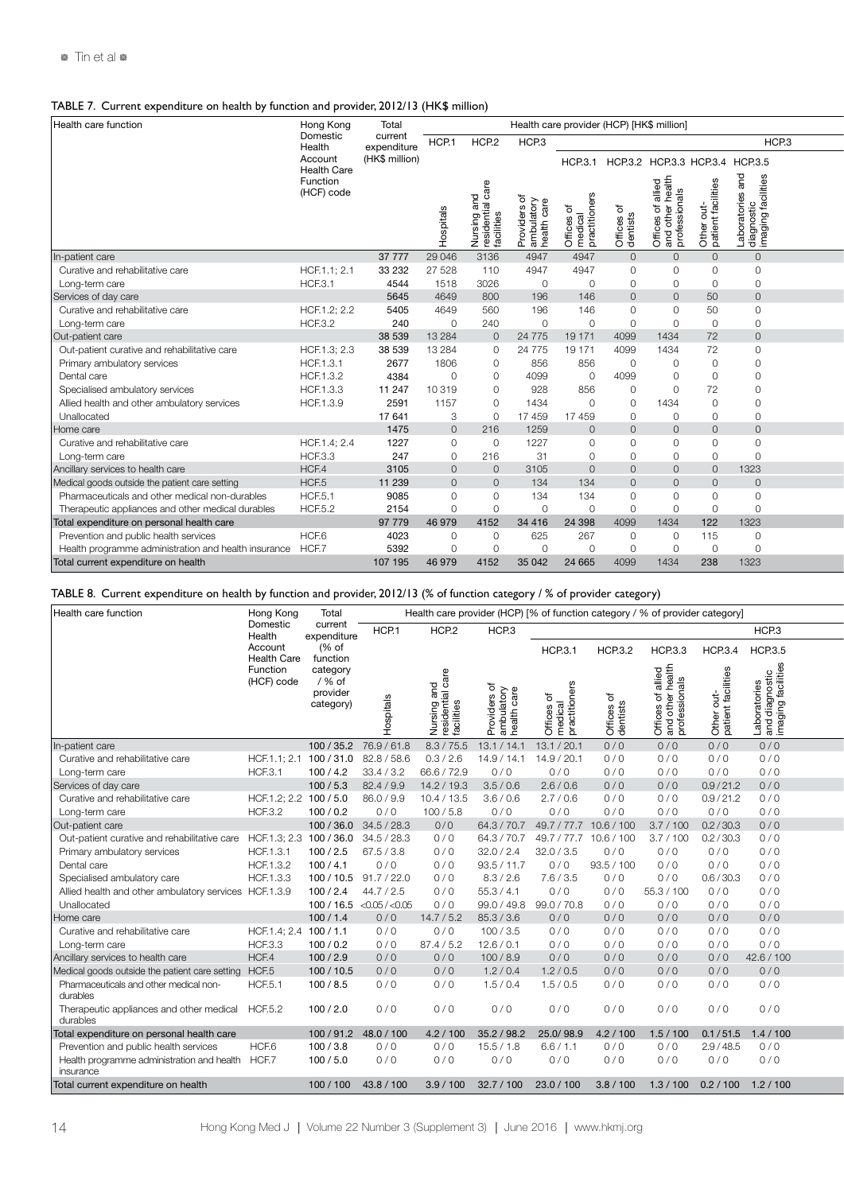TABLE 7. Current expenditure on health by function and provider, 2012/13 (HK$ million)

| Health care function | Hong Kong Domestic Health Account Health Care Function (HCF) code | Total current expenditure (HK$ million) | Health care provider (HCP) [HK$ million] | | | | | | | |
|---|---|---|---|---|---|---|---|---|---|---|
| | | | HCP.1 | HCP.2 | HCP.3 | HCP.3 | | | | |
| | | | | | | HCP.3.1 | HCP.3.2 | HCP.3.3 | HCP.3.4 | HCP.3.5 |
| | | | Hospitals | Nursing and residential care facilities | Providers of ambulatory health care | Offices of medical practitioners | Offices of dentists | Offices of allied and other health professionals | Other out-patient facilities | Laboratories and diagnostic imaging facilities |
| In-patient care | | 37 777 | 29 046 | 3136 | 4947 | 4947 | 0 | 0 | 0 | 0 |
| Curative and rehabilitative care | HCF.1.1; 2.1 | 33 232 | 27 528 | 110 | 4947 | 4947 | 0 | 0 | 0 | 0 |
| Long-term care | HCF.3.1 | 4544 | 1518 | 3026 | 0 | 0 | 0 | 0 | 0 | 0 |
| Services of day care | | 5645 | 4649 | 800 | 196 | 146 | 0 | 0 | 50 | 0 |
| Curative and rehabilitative care | HCF.1.2; 2.2 | 5405 | 4649 | 560 | 196 | 146 | 0 | 0 | 50 | 0 |
| Long-term care | HCF.3.2 | 240 | 0 | 240 | 0 | 0 | 0 | 0 | 0 | 0 |
| Out-patient care | | 38 539 | 13 284 | 0 | 24 775 | 19 171 | 4099 | 1434 | 72 | 0 |
| Out-patient curative and rehabilitative care | HCF.1.3; 2.3 | 38 539 | 13 284 | 0 | 24 775 | 19 171 | 4099 | 1434 | 72 | 0 |
| Primary ambulatory services | HCF.1.3.1 | 2677 | 1806 | 0 | 856 | 856 | 0 | 0 | 0 | 0 |
| Dental care | HCF.1.3.2 | 4384 | 0 | 0 | 4099 | 0 | 4099 | 0 | 0 | 0 |
| Specialised ambulatory services | HCF.1.3.3 | 11 247 | 10 319 | 0 | 928 | 856 | 0 | 0 | 72 | 0 |
| Allied health and other ambulatory services | HCF.1.3.9 | 2591 | 1157 | 0 | 1434 | 0 | 0 | 1434 | 0 | 0 |
| Unallocated | | 17 641 | 3 | 0 | 17 459 | 17 459 | 0 | 0 | 0 | 0 |
| Home care | | 1475 | 0 | 216 | 1259 | 0 | 0 | 0 | 0 | 0 |
| Curative and rehabilitative care | HCF.1.4; 2.4 | 1227 | 0 | 0 | 1227 | 0 | 0 | 0 | 0 | 0 |
| Long-term care | HCF.3.3 | 247 | 0 | 216 | 31 | 0 | 0 | 0 | 0 | 0 |
| Ancillary services to health care | HCF.4 | 3105 | 0 | 0 | 3105 | 0 | 0 | 0 | 0 | 1323 |
| Medical goods outside the patient care setting | HCF.5 | 11 239 | 0 | 0 | 134 | 134 | 0 | 0 | 0 | 0 |
| Pharmaceuticals and other medical non-durables | HCF.5.1 | 9085 | 0 | 0 | 134 | 134 | 0 | 0 | 0 | 0 |
| Therapeutic appliances and other medical durables | HCF.5.2 | 2154 | 0 | 0 | 0 | 0 | 0 | 0 | 0 | 0 |
| Total expenditure on personal health care | | 97 779 | 46 979 | 4152 | 34 416 | 24 398 | 4099 | 1434 | 122 | 1323 |
| Prevention and public health services | HCF.6 | 4023 | 0 | 0 | 625 | 267 | 0 | 0 | 115 | 0 |
| Health programme administration and health insurance | HCF.7 | 5392 | 0 | 0 | 0 | 0 | 0 | 0 | 0 | 0 |
| Total current expenditure on health | | 107 195 | 46 979 | 4152 | 35 042 | 24 665 | 4099 | 1434 | 238 | 1323 |

TABLE 8. Current expenditure on health by function and provider, 2012/13 (% of function category / % of provider category)

| Health care function | Hong Kong Domestic Health Account Health Care Function (HCF) code | Total current expenditure (% of function category / % of provider category) | Health care provider (HCP) [% of function category / % of provider category] | | | | | | | |
|---|---|---|---|---|---|---|---|---|---|---|
| | | | HCP.1 | HCP.2 | HCP.3 | HCP.3 | | | | |
| | | | | | | HCP.3.1 | HCP.3.2 | HCP.3.3 | HCP.3.4 | HCP.3.5 |
| | | | Hospitals | Nursing and residential care facilities | Providers of ambulatory health care | Offices of medical practitioners | Offices of dentists | Offices of allied and other health professionals | Other out-patient facilities | Laboratories and diagnostic imaging facilities |
| In-patient care | | 100 / 35.2 | 76.9 / 61.8 | 8.3 / 75.5 | 13.1 / 14.1 | 13.1 / 20.1 | 0 / 0 | 0 / 0 | 0 / 0 | 0 / 0 |
| Curative and rehabilitative care | HCF.1.1; 2.1 | 100 / 31.0 | 82.8 / 58.6 | 0.3 / 2.6 | 14.9 / 14.1 | 14.9 / 20.1 | 0 / 0 | 0 / 0 | 0 / 0 | 0 / 0 |
| Long-term care | HCF.3.1 | 100 / 4.2 | 33.4 / 3.2 | 66.6 / 72.9 | 0 / 0 | 0 / 0 | 0 / 0 | 0 / 0 | 0 / 0 | 0 / 0 |
| Services of day care | | 100 / 5.3 | 82.4 / 9.9 | 14.2 / 19.3 | 3.5 / 0.6 | 2.6 / 0.6 | 0 / 0 | 0 / 0 | 0.9 / 21.2 | 0 / 0 |
| Curative and rehabilitative care | HCF.1.2; 2.2 | 100 / 5.0 | 86.0 / 9.9 | 10.4 / 13.5 | 3.6 / 0.6 | 2.7 / 0.6 | 0 / 0 | 0 / 0 | 0.9 / 21.2 | 0 / 0 |
| Long-term care | HCF.3.2 | 100 / 0.2 | 0 / 0 | 100 / 5.8 | 0 / 0 | 0 / 0 | 0 / 0 | 0 / 0 | 0 / 0 | 0 / 0 |
| Out-patient care | | 100 / 36.0 | 34.5 / 28.3 | 0 / 0 | 64.3 / 70.7 | 49.7 / 77.7 | 10.6 / 100 | 3.7 / 100 | 0.2 / 30.3 | 0 / 0 |
| Out-patient curative and rehabilitative care | HCF.1.3; 2.3 | 100 / 36.0 | 34.5 / 28.3 | 0 / 0 | 64.3 / 70.7 | 49.7 / 77.7 | 10.6 / 100 | 3.7 / 100 | 0.2 / 30.3 | 0 / 0 |
| Primary ambulatory services | HCF.1.3.1 | 100 / 2.5 | 67.5 / 3.8 | 0 / 0 | 32.0 / 2.4 | 32.0 / 3.5 | 0 / 0 | 0 / 0 | 0 / 0 | 0 / 0 |
| Dental care | HCF.1.3.2 | 100 / 4.1 | 0 / 0 | 0 / 0 | 93.5 / 11.7 | 0 / 0 | 93.5 / 100 | 0 / 0 | 0 / 0 | 0 / 0 |
| Specialised ambulatory care | HCF.1.3.3 | 100 / 10.5 | 91.7 / 22.0 | 0 / 0 | 8.3 / 2.6 | 7.6 / 3.5 | 0 / 0 | 0 / 0 | 0.6 / 30.3 | 0 / 0 |
| Allied health and other ambulatory services | HCF.1.3.9 | 100 / 2.4 | 44.7 / 2.5 | 0 / 0 | 55.3 / 4.1 | 0 / 0 | 0 / 0 | 55.3 / 100 | 0 / 0 | 0 / 0 |
| Unallocated | | 100 / 16.5 | <0.05 / <0.05 | 0 / 0 | 99.0 / 49.8 | 99.0 / 70.8 | 0 / 0 | 0 / 0 | 0 / 0 | 0 / 0 |
| Home care | | 100 / 1.4 | 0 / 0 | 14.7 / 5.2 | 85.3 / 3.6 | 0 / 0 | 0 / 0 | 0 / 0 | 0 / 0 | 0 / 0 |
| Curative and rehabilitative care | HCF.1.4; 2.4 | 100 / 1.1 | 0 / 0 | 0 / 0 | 100 / 3.5 | 0 / 0 | 0 / 0 | 0 / 0 | 0 / 0 | 0 / 0 |
| Long-term care | HCF.3.3 | 100 / 0.2 | 0 / 0 | 87.4 / 5.2 | 12.6 / 0.1 | 0 / 0 | 0 / 0 | 0 / 0 | 0 / 0 | 0 / 0 |
| Ancillary services to health care | HCF.4 | 100 / 2.9 | 0 / 0 | 0 / 0 | 100 / 8.9 | 0 / 0 | 0 / 0 | 0 / 0 | 0 / 0 | 42.6 / 100 |
| Medical goods outside the patient care setting | HCF.5 | 100 / 10.5 | 0 / 0 | 0 / 0 | 1.2 / 0.4 | 1.2 / 0.5 | 0 / 0 | 0 / 0 | 0 / 0 | 0 / 0 |
| Pharmaceuticals and other medical non-durables | HCF.5.1 | 100 / 8.5 | 0 / 0 | 0 / 0 | 1.5 / 0.4 | 1.5 / 0.5 | 0 / 0 | 0 / 0 | 0 / 0 | 0 / 0 |
| Therapeutic appliances and other medical durables | HCF.5.2 | 100 / 2.0 | 0 / 0 | 0 / 0 | 0 / 0 | 0 / 0 | 0 / 0 | 0 / 0 | 0 / 0 | 0 / 0 |
| Total expenditure on personal health care | | 100 / 91.2 | 48.0 / 100 | 4.2 / 100 | 35.2 / 98.2 | 25.0/ 98.9 | 4.2 / 100 | 1.5 / 100 | 0.1 / 51.5 | 1.4 / 100 |
| Prevention and public health services | HCF.6 | 100 / 3.8 | 0 / 0 | 0 / 0 | 15.5 / 1.8 | 6.6 / 1.1 | 0 / 0 | 0 / 0 | 2.9 / 48.5 | 0 / 0 |
| Health programme administration and health insurance | HCF.7 | 100 / 5.0 | 0 / 0 | 0 / 0 | 0 / 0 | 0 / 0 | 0 / 0 | 0 / 0 | 0 / 0 | 0 / 0 |
| Total current expenditure on health | | 100 / 100 | 43.8 / 100 | 3.9 / 100 | 32.7 / 100 | 23.0 / 100 | 3.8 / 100 | 1.3 / 100 | 0.2 / 100 | 1.2 / 100 |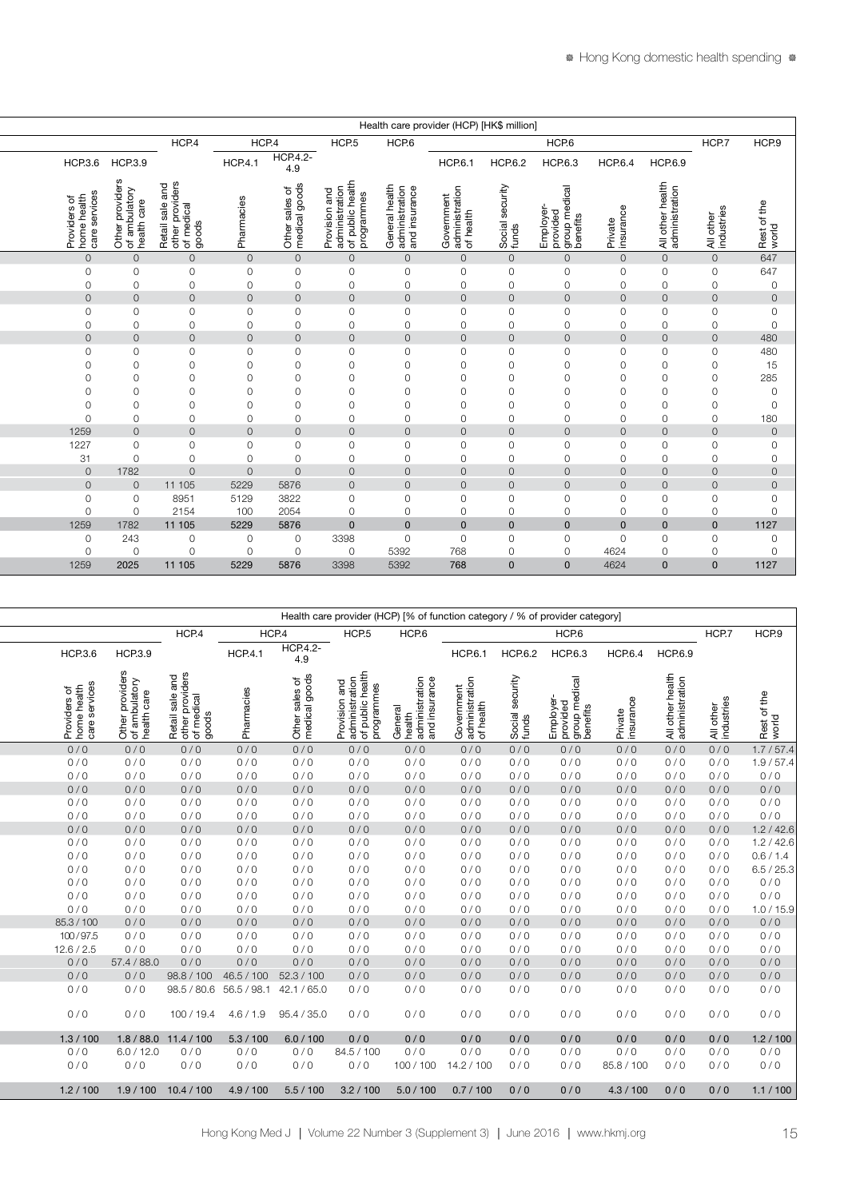| | | | | | | | | | | | | | | |
|---|---|---|---|---|---|---|---|---|---|---|---|---|---|---|
| Health care provider (HCP) [HK$ million] | | | | | | | | | | | | | | |
| | | HCP.4 | HCP.4 | | HCP.5 | HCP.6 | HCP.6 | | | | | | HCP.7 | HCP.9 |
| HCP.3.6 | HCP.3.9 | | HCP.4.1 | HCP.4.2-4.9 | | | HCP.6.1 | HCP.6.2 | HCP.6.3 | HCP.6.4 | HCP.6.9 | | | |
| Providers of home health care services | Other providers of ambulatory health care | Retail sale and other providers of medical goods | Pharmacies | Other sales of medical goods | Provision and administration of public health programmes | General health administration and insurance | Government administration of health | Social security funds | Employer-provided group medical benefits | Private insurance | All other health administration | All other industries | Rest of the world | |
| 0 | 0 | 0 | 0 | 0 | 0 | 0 | 0 | 0 | 0 | 0 | 0 | 0 | 647 | |
| 0 | 0 | 0 | 0 | 0 | 0 | 0 | 0 | 0 | 0 | 0 | 0 | 0 | 647 | |
| 0 | 0 | 0 | 0 | 0 | 0 | 0 | 0 | 0 | 0 | 0 | 0 | 0 | 0 | |
| 0 | 0 | 0 | 0 | 0 | 0 | 0 | 0 | 0 | 0 | 0 | 0 | 0 | 0 | |
| 0 | 0 | 0 | 0 | 0 | 0 | 0 | 0 | 0 | 0 | 0 | 0 | 0 | 0 | |
| 0 | 0 | 0 | 0 | 0 | 0 | 0 | 0 | 0 | 0 | 0 | 0 | 0 | 0 | |
| 0 | 0 | 0 | 0 | 0 | 0 | 0 | 0 | 0 | 0 | 0 | 0 | 0 | 480 | |
| 0 | 0 | 0 | 0 | 0 | 0 | 0 | 0 | 0 | 0 | 0 | 0 | 0 | 480 | |
| 0 | 0 | 0 | 0 | 0 | 0 | 0 | 0 | 0 | 0 | 0 | 0 | 0 | 15 | |
| 0 | 0 | 0 | 0 | 0 | 0 | 0 | 0 | 0 | 0 | 0 | 0 | 0 | 285 | |
| 0 | 0 | 0 | 0 | 0 | 0 | 0 | 0 | 0 | 0 | 0 | 0 | 0 | 0 | |
| 0 | 0 | 0 | 0 | 0 | 0 | 0 | 0 | 0 | 0 | 0 | 0 | 0 | 0 | |
| 0 | 0 | 0 | 0 | 0 | 0 | 0 | 0 | 0 | 0 | 0 | 0 | 0 | 180 | |
| 1259 | 0 | 0 | 0 | 0 | 0 | 0 | 0 | 0 | 0 | 0 | 0 | 0 | 0 | |
| 1227 | 0 | 0 | 0 | 0 | 0 | 0 | 0 | 0 | 0 | 0 | 0 | 0 | 0 | |
| 31 | 0 | 0 | 0 | 0 | 0 | 0 | 0 | 0 | 0 | 0 | 0 | 0 | 0 | |
| 0 | 1782 | 0 | 0 | 0 | 0 | 0 | 0 | 0 | 0 | 0 | 0 | 0 | 0 | |
| 0 | 0 | 11 105 | 5229 | 5876 | 0 | 0 | 0 | 0 | 0 | 0 | 0 | 0 | 0 | |
| 0 | 0 | 8951 | 5129 | 3822 | 0 | 0 | 0 | 0 | 0 | 0 | 0 | 0 | 0 | |
| 0 | 0 | 2154 | 100 | 2054 | 0 | 0 | 0 | 0 | 0 | 0 | 0 | 0 | 0 | |
| 1259 | 1782 | 11 105 | 5229 | 5876 | 0 | 0 | 0 | 0 | 0 | 0 | 0 | 0 | 1127 | |
| 0 | 243 | 0 | 0 | 0 | 3398 | 0 | 0 | 0 | 0 | 0 | 0 | 0 | 0 | |
| 0 | 0 | 0 | 0 | 0 | 0 | 5392 | 768 | 0 | 0 | 4624 | 0 | 0 | 0 | |
| 1259 | 2025 | 11 105 | 5229 | 5876 | 3398 | 5392 | 768 | 0 | 0 | 4624 | 0 | 0 | 1127 | |

| | | | | | | | | | | | | | |
|---|---|---|---|---|---|---|---|---|---|---|---|---|---|
| Health care provider (HCP) [% of function category / % of provider category] | | | | | | | | | | | | | |
| | | HCP.4 | HCP.4 | | HCP.5 | HCP.6 | HCP.6 | | | | | HCP.7 | HCP.9 |
| HCP.3.6 | HCP.3.9 | | HCP.4.1 | HCP.4.2-4.9 | | | HCP.6.1 | HCP.6.2 | HCP.6.3 | HCP.6.4 | HCP.6.9 | | |
| Providers of home health care services | Other providers of ambulatory health care | Retail sale and other providers of medical goods | Pharmacies | Other sales of medical goods | Provision and administration of public health programmes | General health administration and insurance | Government administration of health | Social security funds | Employer-provided group medical benefits | Private insurance | All other health administration | All other industries | Rest of the world |
| 0 / 0 | 0 / 0 | 0 / 0 | 0 / 0 | 0 / 0 | 0 / 0 | 0 / 0 | 0 / 0 | 0 / 0 | 0 / 0 | 0 / 0 | 0 / 0 | 0 / 0 | 1.7 / 57.4 |
| 0 / 0 | 0 / 0 | 0 / 0 | 0 / 0 | 0 / 0 | 0 / 0 | 0 / 0 | 0 / 0 | 0 / 0 | 0 / 0 | 0 / 0 | 0 / 0 | 0 / 0 | 1.9 / 57.4 |
| 0 / 0 | 0 / 0 | 0 / 0 | 0 / 0 | 0 / 0 | 0 / 0 | 0 / 0 | 0 / 0 | 0 / 0 | 0 / 0 | 0 / 0 | 0 / 0 | 0 / 0 | 0 / 0 |
| 0 / 0 | 0 / 0 | 0 / 0 | 0 / 0 | 0 / 0 | 0 / 0 | 0 / 0 | 0 / 0 | 0 / 0 | 0 / 0 | 0 / 0 | 0 / 0 | 0 / 0 | 0 / 0 |
| 0 / 0 | 0 / 0 | 0 / 0 | 0 / 0 | 0 / 0 | 0 / 0 | 0 / 0 | 0 / 0 | 0 / 0 | 0 / 0 | 0 / 0 | 0 / 0 | 0 / 0 | 0 / 0 |
| 0 / 0 | 0 / 0 | 0 / 0 | 0 / 0 | 0 / 0 | 0 / 0 | 0 / 0 | 0 / 0 | 0 / 0 | 0 / 0 | 0 / 0 | 0 / 0 | 0 / 0 | 0 / 0 |
| 0 / 0 | 0 / 0 | 0 / 0 | 0 / 0 | 0 / 0 | 0 / 0 | 0 / 0 | 0 / 0 | 0 / 0 | 0 / 0 | 0 / 0 | 0 / 0 | 0 / 0 | 1.2 / 42.6 |
| 0 / 0 | 0 / 0 | 0 / 0 | 0 / 0 | 0 / 0 | 0 / 0 | 0 / 0 | 0 / 0 | 0 / 0 | 0 / 0 | 0 / 0 | 0 / 0 | 0 / 0 | 1.2 / 42.6 |
| 0 / 0 | 0 / 0 | 0 / 0 | 0 / 0 | 0 / 0 | 0 / 0 | 0 / 0 | 0 / 0 | 0 / 0 | 0 / 0 | 0 / 0 | 0 / 0 | 0 / 0 | 0.6 / 1.4 |
| 0 / 0 | 0 / 0 | 0 / 0 | 0 / 0 | 0 / 0 | 0 / 0 | 0 / 0 | 0 / 0 | 0 / 0 | 0 / 0 | 0 / 0 | 0 / 0 | 0 / 0 | 6.5 / 25.3 |
| 0 / 0 | 0 / 0 | 0 / 0 | 0 / 0 | 0 / 0 | 0 / 0 | 0 / 0 | 0 / 0 | 0 / 0 | 0 / 0 | 0 / 0 | 0 / 0 | 0 / 0 | 0 / 0 |
| 0 / 0 | 0 / 0 | 0 / 0 | 0 / 0 | 0 / 0 | 0 / 0 | 0 / 0 | 0 / 0 | 0 / 0 | 0 / 0 | 0 / 0 | 0 / 0 | 0 / 0 | 0 / 0 |
| 0 / 0 | 0 / 0 | 0 / 0 | 0 / 0 | 0 / 0 | 0 / 0 | 0 / 0 | 0 / 0 | 0 / 0 | 0 / 0 | 0 / 0 | 0 / 0 | 0 / 0 | 1.0 / 15.9 |
| 85.3 / 100 | 0 / 0 | 0 / 0 | 0 / 0 | 0 / 0 | 0 / 0 | 0 / 0 | 0 / 0 | 0 / 0 | 0 / 0 | 0 / 0 | 0 / 0 | 0 / 0 | 0 / 0 |
| 100 / 97.5 | 0 / 0 | 0 / 0 | 0 / 0 | 0 / 0 | 0 / 0 | 0 / 0 | 0 / 0 | 0 / 0 | 0 / 0 | 0 / 0 | 0 / 0 | 0 / 0 | 0 / 0 |
| 12.6 / 2.5 | 0 / 0 | 0 / 0 | 0 / 0 | 0 / 0 | 0 / 0 | 0 / 0 | 0 / 0 | 0 / 0 | 0 / 0 | 0 / 0 | 0 / 0 | 0 / 0 | 0 / 0 |
| 0 / 0 | 57.4 / 88.0 | 0 / 0 | 0 / 0 | 0 / 0 | 0 / 0 | 0 / 0 | 0 / 0 | 0 / 0 | 0 / 0 | 0 / 0 | 0 / 0 | 0 / 0 | 0 / 0 |
| 0 / 0 | 0 / 0 | 98.8 / 100 | 46.5 / 100 | 52.3 / 100 | 0 / 0 | 0 / 0 | 0 / 0 | 0 / 0 | 0 / 0 | 0 / 0 | 0 / 0 | 0 / 0 | 0 / 0 |
| 0 / 0 | 0 / 0 | 98.5 / 80.6 | 56.5 / 98.1 | 42.1 / 65.0 | 0 / 0 | 0 / 0 | 0 / 0 | 0 / 0 | 0 / 0 | 0 / 0 | 0 / 0 | 0 / 0 | 0 / 0 |
| 0 / 0 | 0 / 0 | 100 / 19.4 | 4.6 / 1.9 | 95.4 / 35.0 | 0 / 0 | 0 / 0 | 0 / 0 | 0 / 0 | 0 / 0 | 0 / 0 | 0 / 0 | 0 / 0 | 0 / 0 |
| 1.3 / 100 | 1.8 / 88.0 | 11.4 / 100 | 5.3 / 100 | 6.0 / 100 | 0 / 0 | 0 / 0 | 0 / 0 | 0 / 0 | 0 / 0 | 0 / 0 | 0 / 0 | 0 / 0 | 1.2 / 100 |
| 0 / 0 | 6.0 / 12.0 | 0 / 0 | 0 / 0 | 0 / 0 | 84.5 / 100 | 0 / 0 | 0 / 0 | 0 / 0 | 0 / 0 | 0 / 0 | 0 / 0 | 0 / 0 | 0 / 0 |
| 0 / 0 | 0 / 0 | 0 / 0 | 0 / 0 | 0 / 0 | 0 / 0 | 100 / 100 | 14.2 / 100 | 0 / 0 | 0 / 0 | 85.8 / 100 | 0 / 0 | 0 / 0 | 0 / 0 |
| 1.2 / 100 | 1.9 / 100 | 10.4 / 100 | 4.9 / 100 | 5.5 / 100 | 3.2 / 100 | 5.0 / 100 | 0.7 / 100 | 0 / 0 | 0 / 0 | 4.3 / 100 | 0 / 0 | 0 / 0 | 1.1 / 100 |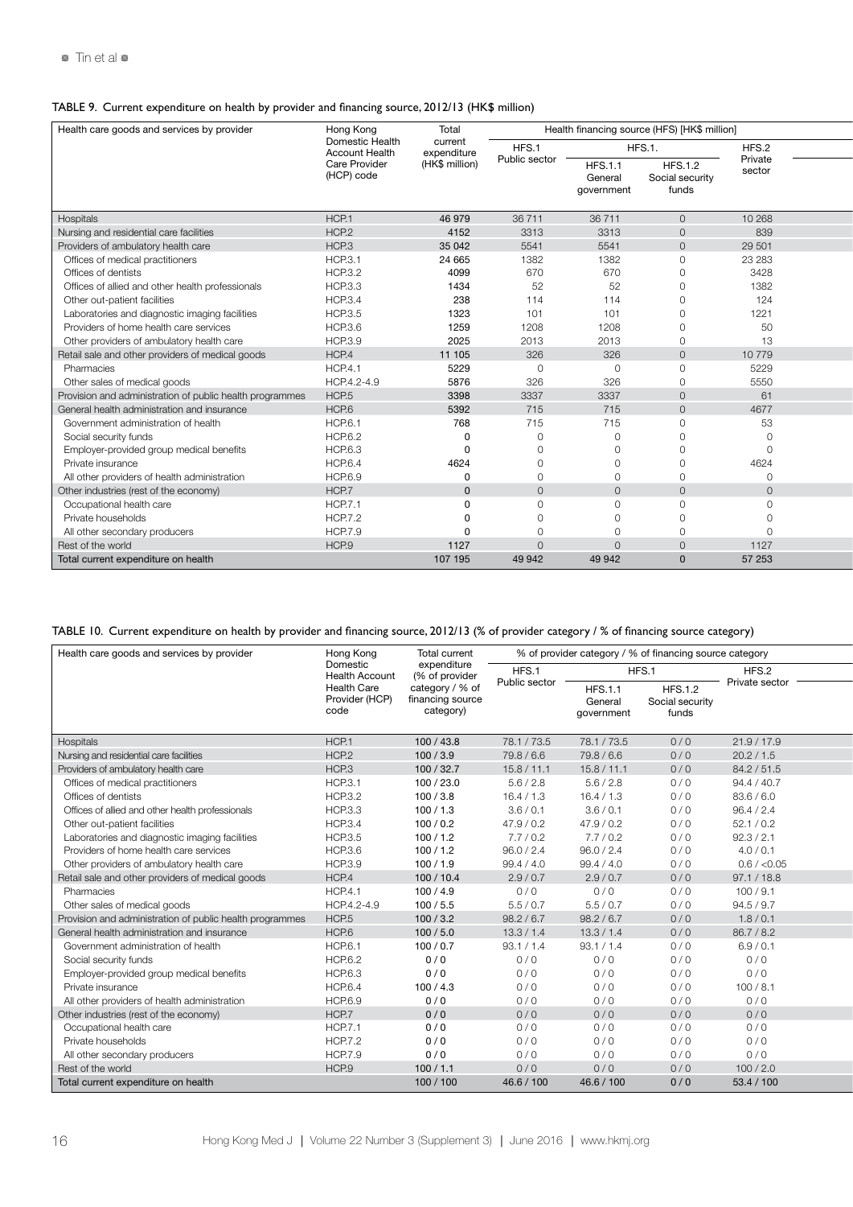TABLE 9. Current expenditure on health by provider and financing source, 2012/13 (HK$ million)

| Health care goods and services by provider | Hong Kong Domestic Health Account Health Care Provider (HCP) code | Total current expenditure (HK$ million) | Health financing source (HFS) [HK$ million] | | | |
|---|---|---|---|---|---|---|
| | | | HFS.1 Public sector | HFS.1. | | HFS.2 Private sector |
| | | | | HFS.1.1 General government | HFS.1.2 Social security funds | |
| Hospitals | HCP.1 | 46 979 | 36 711 | 36 711 | 0 | 10 268 |
| Nursing and residential care facilities | HCP.2 | 4152 | 3313 | 3313 | 0 | 839 |
| Providers of ambulatory health care | HCP.3 | 35 042 | 5541 | 5541 | 0 | 29 501 |
| Offices of medical practitioners | HCP.3.1 | 24 665 | 1382 | 1382 | 0 | 23 283 |
| Offices of dentists | HCP.3.2 | 4099 | 670 | 670 | 0 | 3428 |
| Offices of allied and other health professionals | HCP.3.3 | 1434 | 52 | 52 | 0 | 1382 |
| Other out-patient facilities | HCP.3.4 | 238 | 114 | 114 | 0 | 124 |
| Laboratories and diagnostic imaging facilities | HCP.3.5 | 1323 | 101 | 101 | 0 | 1221 |
| Providers of home health care services | HCP.3.6 | 1259 | 1208 | 1208 | 0 | 50 |
| Other providers of ambulatory health care | HCP.3.9 | 2025 | 2013 | 2013 | 0 | 13 |
| Retail sale and other providers of medical goods | HCP.4 | 11 105 | 326 | 326 | 0 | 10 779 |
| Pharmacies | HCP.4.1 | 5229 | 0 | 0 | 0 | 5229 |
| Other sales of medical goods | HCP.4.2-4.9 | 5876 | 326 | 326 | 0 | 5550 |
| Provision and administration of public health programmes | HCP.5 | 3398 | 3337 | 3337 | 0 | 61 |
| General health administration and insurance | HCP.6 | 5392 | 715 | 715 | 0 | 4677 |
| Government administration of health | HCP.6.1 | 768 | 715 | 715 | 0 | 53 |
| Social security funds | HCP.6.2 | 0 | 0 | 0 | 0 | 0 |
| Employer-provided group medical benefits | HCP.6.3 | 0 | 0 | 0 | 0 | 0 |
| Private insurance | HCP.6.4 | 4624 | 0 | 0 | 0 | 4624 |
| All other providers of health administration | HCP.6.9 | 0 | 0 | 0 | 0 | 0 |
| Other industries (rest of the economy) | HCP.7 | 0 | 0 | 0 | 0 | 0 |
| Occupational health care | HCP.7.1 | 0 | 0 | 0 | 0 | 0 |
| Private households | HCP.7.2 | 0 | 0 | 0 | 0 | 0 |
| All other secondary producers | HCP.7.9 | 0 | 0 | 0 | 0 | 0 |
| Rest of the world | HCP.9 | 1127 | 0 | 0 | 0 | 1127 |
| Total current expenditure on health | | 107 195 | 49 942 | 49 942 | 0 | 57 253 |

TABLE 10. Current expenditure on health by provider and financing source, 2012/13 (% of provider category / % of financing source category)

| Health care goods and services by provider | Hong Kong Domestic Health Account Health Care Provider (HCP) code | Total current expenditure (% of provider category / % of financing source category) | % of provider category / % of financing source category | | | |
|---|---|---|---|---|---|---|
| | | | HFS.1 Public sector | HFS.1 | | HFS.2 Private sector |
| | | | | HFS.1.1 General government | HFS.1.2 Social security funds | |
| Hospitals | HCP.1 | 100 / 43.8 | 78.1 / 73.5 | 78.1 / 73.5 | 0 / 0 | 21.9 / 17.9 |
| Nursing and residential care facilities | HCP.2 | 100 / 3.9 | 79.8 / 6.6 | 79.8 / 6.6 | 0 / 0 | 20.2 / 1.5 |
| Providers of ambulatory health care | HCP.3 | 100 / 32.7 | 15.8 / 11.1 | 15.8 / 11.1 | 0 / 0 | 84.2 / 51.5 |
| Offices of medical practitioners | HCP.3.1 | 100 / 23.0 | 5.6 / 2.8 | 5.6 / 2.8 | 0 / 0 | 94.4 / 40.7 |
| Offices of dentists | HCP.3.2 | 100 / 3.8 | 16.4 / 1.3 | 16.4 / 1.3 | 0 / 0 | 83.6 / 6.0 |
| Offices of allied and other health professionals | HCP.3.3 | 100 / 1.3 | 3.6 / 0.1 | 3.6 / 0.1 | 0 / 0 | 96.4 / 2.4 |
| Other out-patient facilities | HCP.3.4 | 100 / 0.2 | 47.9 / 0.2 | 47.9 / 0.2 | 0 / 0 | 52.1 / 0.2 |
| Laboratories and diagnostic imaging facilities | HCP.3.5 | 100 / 1.2 | 7.7 / 0.2 | 7.7 / 0.2 | 0 / 0 | 92.3 / 2.1 |
| Providers of home health care services | HCP.3.6 | 100 / 1.2 | 96.0 / 2.4 | 96.0 / 2.4 | 0 / 0 | 4.0 / 0.1 |
| Other providers of ambulatory health care | HCP.3.9 | 100 / 1.9 | 99.4 / 4.0 | 99.4 / 4.0 | 0 / 0 | 0.6 / <0.05 |
| Retail sale and other providers of medical goods | HCP.4 | 100 / 10.4 | 2.9 / 0.7 | 2.9 / 0.7 | 0 / 0 | 97.1 / 18.8 |
| Pharmacies | HCP.4.1 | 100 / 4.9 | 0 / 0 | 0 / 0 | 0 / 0 | 100 / 9.1 |
| Other sales of medical goods | HCP.4.2-4.9 | 100 / 5.5 | 5.5 / 0.7 | 5.5 / 0.7 | 0 / 0 | 94.5 / 9.7 |
| Provision and administration of public health programmes | HCP.5 | 100 / 3.2 | 98.2 / 6.7 | 98.2 / 6.7 | 0 / 0 | 1.8 / 0.1 |
| General health administration and insurance | HCP.6 | 100 / 5.0 | 13.3 / 1.4 | 13.3 / 1.4 | 0 / 0 | 86.7 / 8.2 |
| Government administration of health | HCP.6.1 | 100 / 0.7 | 93.1 / 1.4 | 93.1 / 1.4 | 0 / 0 | 6.9 / 0.1 |
| Social security funds | HCP.6.2 | 0 / 0 | 0 / 0 | 0 / 0 | 0 / 0 | 0 / 0 |
| Employer-provided group medical benefits | HCP.6.3 | 0 / 0 | 0 / 0 | 0 / 0 | 0 / 0 | 0 / 0 |
| Private insurance | HCP.6.4 | 100 / 4.3 | 0 / 0 | 0 / 0 | 0 / 0 | 100 / 8.1 |
| All other providers of health administration | HCP.6.9 | 0 / 0 | 0 / 0 | 0 / 0 | 0 / 0 | 0 / 0 |
| Other industries (rest of the economy) | HCP.7 | 0 / 0 | 0 / 0 | 0 / 0 | 0 / 0 | 0 / 0 |
| Occupational health care | HCP.7.1 | 0 / 0 | 0 / 0 | 0 / 0 | 0 / 0 | 0 / 0 |
| Private households | HCP.7.2 | 0 / 0 | 0 / 0 | 0 / 0 | 0 / 0 | 0 / 0 |
| All other secondary producers | HCP.7.9 | 0 / 0 | 0 / 0 | 0 / 0 | 0 / 0 | 0 / 0 |
| Rest of the world | HCP.9 | 100 / 1.1 | 0 / 0 | 0 / 0 | 0 / 0 | 100 / 2.0 |
| Total current expenditure on health | | 100 / 100 | 46.6 / 100 | 46.6 / 100 | 0 / 0 | 53.4 / 100 |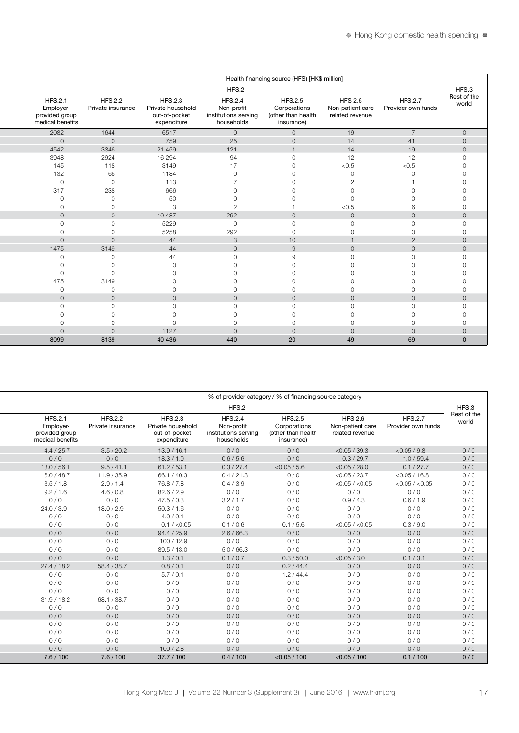| Health financing source (HFS) [HK$ million] | | | | | | | |
|---|---|---|---|---|---|---|---|
| HFS.2 | | | | | | | HFS.3 |
| HFS.2.1 Employer-provided group medical benefits | HFS.2.2 Private insurance | HFS.2.3 Private household out-of-pocket expenditure | HFS.2.4 Non-profit institutions serving households | HFS.2.5 Corporations (other than health insurance) | HFS 2.6 Non-patient care related revenue | HFS.2.7 Provider own funds | Rest of the world |
| 2082 | 1644 | 6517 | 0 | 0 | 19 | 7 | 0 |
| 0 | 0 | 759 | 25 | 0 | 14 | 41 | 0 |
| 4542 | 3346 | 21 459 | 121 | 1 | 14 | 19 | 0 |
| 3948 | 2924 | 16 294 | 94 | 0 | 12 | 12 | 0 |
| 145 | 118 | 3149 | 17 | 0 | <0.5 | <0.5 | 0 |
| 132 | 66 | 1184 | 0 | 0 | 0 | 0 | 0 |
| 0 | 0 | 113 | 7 | 0 | 2 | 1 | 0 |
| 317 | 238 | 666 | 0 | 0 | 0 | 0 | 0 |
| 0 | 0 | 50 | 0 | 0 | 0 | 0 | 0 |
| 0 | 0 | 3 | 2 | 1 | <0.5 | 6 | 0 |
| 0 | 0 | 10 487 | 292 | 0 | 0 | 0 | 0 |
| 0 | 0 | 5229 | 0 | 0 | 0 | 0 | 0 |
| 0 | 0 | 5258 | 292 | 0 | 0 | 0 | 0 |
| 0 | 0 | 44 | 3 | 10 | 1 | 2 | 0 |
| 1475 | 3149 | 44 | 0 | 9 | 0 | 0 | 0 |
| 0 | 0 | 44 | 0 | 9 | 0 | 0 | 0 |
| 0 | 0 | 0 | 0 | 0 | 0 | 0 | 0 |
| 0 | 0 | 0 | 0 | 0 | 0 | 0 | 0 |
| 1475 | 3149 | 0 | 0 | 0 | 0 | 0 | 0 |
| 0 | 0 | 0 | 0 | 0 | 0 | 0 | 0 |
| 0 | 0 | 0 | 0 | 0 | 0 | 0 | 0 |
| 0 | 0 | 0 | 0 | 0 | 0 | 0 | 0 |
| 0 | 0 | 0 | 0 | 0 | 0 | 0 | 0 |
| 0 | 0 | 0 | 0 | 0 | 0 | 0 | 0 |
| 0 | 0 | 1127 | 0 | 0 | 0 | 0 | 0 |
| **8099** | **8139** | **40 436** | **440** | **20** | **49** | **69** | **0** |

| % of provider category / % of financing source category | | | | | | | |
|---|---|---|---|---|---|---|---|
| HFS.2 | | | | | | | HFS.3 |
| HFS.2.1 Employer-provided group medical benefits | HFS.2.2 Private insurance | HFS.2.3 Private household out-of-pocket expenditure | HFS.2.4 Non-profit institutions serving households | HFS.2.5 Corporations (other than health insurance) | HFS 2.6 Non-patient care related revenue | HFS.2.7 Provider own funds | Rest of the world |
| 4.4 / 25.7 | 3.5 / 20.2 | 13.9 / 16.1 | 0 / 0 | 0 / 0 | <0.05 / 39.3 | <0.05 / 9.8 | 0 / 0 |
| 0 / 0 | 0 / 0 | 18.3 / 1.9 | 0.6 / 5.6 | 0 / 0 | 0.3 / 29.7 | 1.0 / 59.4 | 0 / 0 |
| 13.0 / 56.1 | 9.5 / 41.1 | 61.2 / 53.1 | 0.3 / 27.4 | <0.05 / 5.6 | <0.05 / 28.0 | 0.1 / 27.7 | 0 / 0 |
| 16.0 / 48.7 | 11.9 / 35.9 | 66.1 / 40.3 | 0.4 / 21.3 | 0 / 0 | <0.05 / 23.7 | <0.05 / 16.8 | 0 / 0 |
| 3.5 / 1.8 | 2.9 / 1.4 | 76.8 / 7.8 | 0.4 / 3.9 | 0 / 0 | <0.05 / <0.05 | <0.05 / <0.05 | 0 / 0 |
| 9.2 / 1.6 | 4.6 / 0.8 | 82.6 / 2.9 | 0 / 0 | 0 / 0 | 0 / 0 | 0 / 0 | 0 / 0 |
| 0 / 0 | 0 / 0 | 47.5 / 0.3 | 3.2 / 1.7 | 0 / 0 | 0.9 / 4.3 | 0.6 / 1.9 | 0 / 0 |
| 24.0 / 3.9 | 18.0 / 2.9 | 50.3 / 1.6 | 0 / 0 | 0 / 0 | 0 / 0 | 0 / 0 | 0 / 0 |
| 0 / 0 | 0 / 0 | 4.0 / 0.1 | 0 / 0 | 0 / 0 | 0 / 0 | 0 / 0 | 0 / 0 |
| 0 / 0 | 0 / 0 | 0.1 / <0.05 | 0.1 / 0.6 | 0.1 / 5.6 | <0.05 / <0.05 | 0.3 / 9.0 | 0 / 0 |
| 0 / 0 | 0 / 0 | 94.4 / 25.9 | 2.6 / 66.3 | 0 / 0 | 0 / 0 | 0 / 0 | 0 / 0 |
| 0 / 0 | 0 / 0 | 100 / 12.9 | 0 / 0 | 0 / 0 | 0 / 0 | 0 / 0 | 0 / 0 |
| 0 / 0 | 0 / 0 | 89.5 / 13.0 | 5.0 / 66.3 | 0 / 0 | 0 / 0 | 0 / 0 | 0 / 0 |
| 0 / 0 | 0 / 0 | 1.3 / 0.1 | 0.1 / 0.7 | 0.3 / 50.0 | <0.05 / 3.0 | 0.1 / 3.1 | 0 / 0 |
| 27.4 / 18.2 | 58.4 / 38.7 | 0.8 / 0.1 | 0 / 0 | 0.2 / 44.4 | 0 / 0 | 0 / 0 | 0 / 0 |
| 0 / 0 | 0 / 0 | 5.7 / 0.1 | 0 / 0 | 1.2 / 44.4 | 0 / 0 | 0 / 0 | 0 / 0 |
| 0 / 0 | 0 / 0 | 0 / 0 | 0 / 0 | 0 / 0 | 0 / 0 | 0 / 0 | 0 / 0 |
| 0 / 0 | 0 / 0 | 0 / 0 | 0 / 0 | 0 / 0 | 0 / 0 | 0 / 0 | 0 / 0 |
| 31.9 / 18.2 | 68.1 / 38.7 | 0 / 0 | 0 / 0 | 0 / 0 | 0 / 0 | 0 / 0 | 0 / 0 |
| 0 / 0 | 0 / 0 | 0 / 0 | 0 / 0 | 0 / 0 | 0 / 0 | 0 / 0 | 0 / 0 |
| 0 / 0 | 0 / 0 | 0 / 0 | 0 / 0 | 0 / 0 | 0 / 0 | 0 / 0 | 0 / 0 |
| 0 / 0 | 0 / 0 | 0 / 0 | 0 / 0 | 0 / 0 | 0 / 0 | 0 / 0 | 0 / 0 |
| 0 / 0 | 0 / 0 | 0 / 0 | 0 / 0 | 0 / 0 | 0 / 0 | 0 / 0 | 0 / 0 |
| 0 / 0 | 0 / 0 | 0 / 0 | 0 / 0 | 0 / 0 | 0 / 0 | 0 / 0 | 0 / 0 |
| 0 / 0 | 0 / 0 | 100 / 2.8 | 0 / 0 | 0 / 0 | 0 / 0 | 0 / 0 | 0 / 0 |
| **7.6 / 100** | **7.6 / 100** | **37.7 / 100** | **0.4 / 100** | **<0.05 / 100** | **<0.05 / 100** | **0.1 / 100** | **0 / 0** |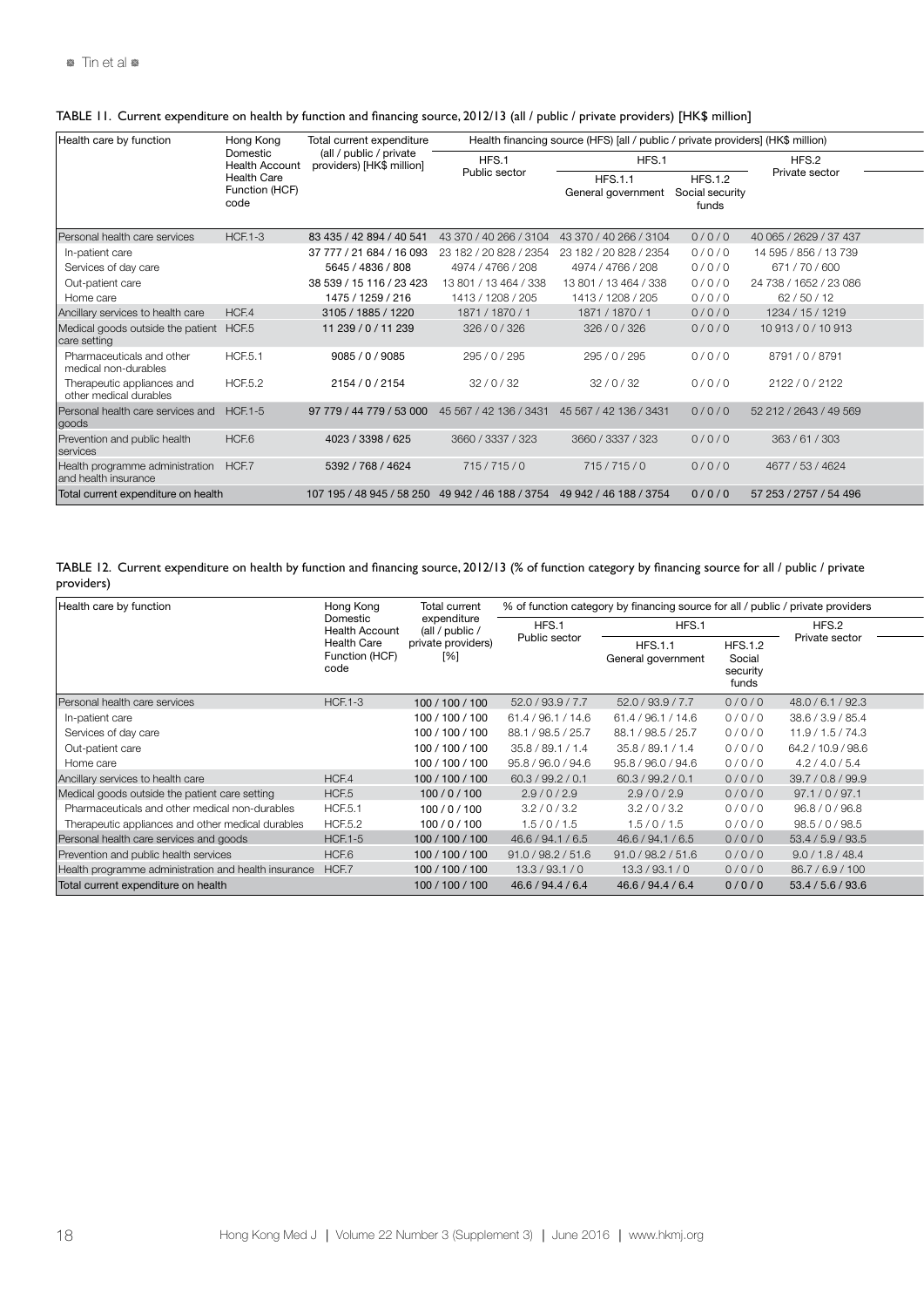TABLE 11. Current expenditure on health by function and financing source, 2012/13 (all / public / private providers) [HK$ million]

| Health care by function | Hong Kong Domestic Health Account Health Care Function (HCF) code | Total current expenditure (all / public / private providers) [HK$ million] | Health financing source (HFS) [all / public / private providers] (HK$ million) | | | |
|---|---|---|---|---|---|---|
| | | | HFS.1 Public sector | HFS.1 | | HFS.2 Private sector |
| | | | | HFS.1.1 General government | HFS.1.2 Social security funds | |
| Personal health care services | HCF.1-3 | 83 435 / 42 894 / 40 541 | 43 370 / 40 266 / 3104 | 43 370 / 40 266 / 3104 | 0 / 0 / 0 | 40 065 / 2629 / 37 437 |
| In-patient care | | 37 777 / 21 684 / 16 093 | 23 182 / 20 828 / 2354 | 23 182 / 20 828 / 2354 | 0 / 0 / 0 | 14 595 / 856 / 13 739 |
| Services of day care | | 5645 / 4836 / 808 | 4974 / 4766 / 208 | 4974 / 4766 / 208 | 0 / 0 / 0 | 671 / 70 / 600 |
| Out-patient care | | 38 539 / 15 116 / 23 423 | 13 801 / 13 464 / 338 | 13 801 / 13 464 / 338 | 0 / 0 / 0 | 24 738 / 1652 / 23 086 |
| Home care | | 1475 / 1259 / 216 | 1413 / 1208 / 205 | 1413 / 1208 / 205 | 0 / 0 / 0 | 62 / 50 / 12 |
| Ancillary services to health care | HCF.4 | 3105 / 1885 / 1220 | 1871 / 1870 / 1 | 1871 / 1870 / 1 | 0 / 0 / 0 | 1234 / 15 / 1219 |
| Medical goods outside the patient care setting | HCF.5 | 11 239 / 0 / 11 239 | 326 / 0 / 326 | 326 / 0 / 326 | 0 / 0 / 0 | 10 913 / 0 / 10 913 |
| Pharmaceuticals and other medical non-durables | HCF.5.1 | 9085 / 0 / 9085 | 295 / 0 / 295 | 295 / 0 / 295 | 0 / 0 / 0 | 8791 / 0 / 8791 |
| Therapeutic appliances and other medical durables | HCF.5.2 | 2154 / 0 / 2154 | 32 / 0 / 32 | 32 / 0 / 32 | 0 / 0 / 0 | 2122 / 0 / 2122 |
| Personal health care services and goods | HCF.1-5 | 97 779 / 44 779 / 53 000 | 45 567 / 42 136 / 3431 | 45 567 / 42 136 / 3431 | 0 / 0 / 0 | 52 212 / 2643 / 49 569 |
| Prevention and public health services | HCF.6 | 4023 / 3398 / 625 | 3660 / 3337 / 323 | 3660 / 3337 / 323 | 0 / 0 / 0 | 363 / 61 / 303 |
| Health programme administration and health insurance | HCF.7 | 5392 / 768 / 4624 | 715 / 715 / 0 | 715 / 715 / 0 | 0 / 0 / 0 | 4677 / 53 / 4624 |
| Total current expenditure on health | | 107 195 / 48 945 / 58 250 | 49 942 / 46 188 / 3754 | 49 942 / 46 188 / 3754 | 0 / 0 / 0 | 57 253 / 2757 / 54 496 |

TABLE 12. Current expenditure on health by function and financing source, 2012/13 (% of function category by financing source for all / public / private providers)

| Health care by function | Hong Kong Domestic Health Account Health Care Function (HCF) code | Total current expenditure (all / public / private providers) [%] | % of function category by financing source for all / public / private providers | | | |
|---|---|---|---|---|---|---|
| | | | HFS.1 Public sector | HFS.1 | | HFS.2 Private sector |
| | | | | HFS.1.1 General government | HFS.1.2 Social security funds | |
| Personal health care services | HCF.1-3 | 100 / 100 / 100 | 52.0 / 93.9 / 7.7 | 52.0 / 93.9 / 7.7 | 0 / 0 / 0 | 48.0 / 6.1 / 92.3 |
| In-patient care | | 100 / 100 / 100 | 61.4 / 96.1 / 14.6 | 61.4 / 96.1 / 14.6 | 0 / 0 / 0 | 38.6 / 3.9 / 85.4 |
| Services of day care | | 100 / 100 / 100 | 88.1 / 98.5 / 25.7 | 88.1 / 98.5 / 25.7 | 0 / 0 / 0 | 11.9 / 1.5 / 74.3 |
| Out-patient care | | 100 / 100 / 100 | 35.8 / 89.1 / 1.4 | 35.8 / 89.1 / 1.4 | 0 / 0 / 0 | 64.2 / 10.9 / 98.6 |
| Home care | | 100 / 100 / 100 | 95.8 / 96.0 / 94.6 | 95.8 / 96.0 / 94.6 | 0 / 0 / 0 | 4.2 / 4.0 / 5.4 |
| Ancillary services to health care | HCF.4 | 100 / 100 / 100 | 60.3 / 99.2 / 0.1 | 60.3 / 99.2 / 0.1 | 0 / 0 / 0 | 39.7 / 0.8 / 99.9 |
| Medical goods outside the patient care setting | HCF.5 | 100 / 0 / 100 | 2.9 / 0 / 2.9 | 2.9 / 0 / 2.9 | 0 / 0 / 0 | 97.1 / 0 / 97.1 |
| Pharmaceuticals and other medical non-durables | HCF.5.1 | 100 / 0 / 100 | 3.2 / 0 / 3.2 | 3.2 / 0 / 3.2 | 0 / 0 / 0 | 96.8 / 0 / 96.8 |
| Therapeutic appliances and other medical durables | HCF.5.2 | 100 / 0 / 100 | 1.5 / 0 / 1.5 | 1.5 / 0 / 1.5 | 0 / 0 / 0 | 98.5 / 0 / 98.5 |
| Personal health care services and goods | HCF.1-5 | 100 / 100 / 100 | 46.6 / 94.1 / 6.5 | 46.6 / 94.1 / 6.5 | 0 / 0 / 0 | 53.4 / 5.9 / 93.5 |
| Prevention and public health services | HCF.6 | 100 / 100 / 100 | 91.0 / 98.2 / 51.6 | 91.0 / 98.2 / 51.6 | 0 / 0 / 0 | 9.0 / 1.8 / 48.4 |
| Health programme administration and health insurance | HCF.7 | 100 / 100 / 100 | 13.3 / 93.1 / 0 | 13.3 / 93.1 / 0 | 0 / 0 / 0 | 86.7 / 6.9 / 100 |
| Total current expenditure on health | | 100 / 100 / 100 | 46.6 / 94.4 / 6.4 | 46.6 / 94.4 / 6.4 | 0 / 0 / 0 | 53.4 / 5.6 / 93.6 |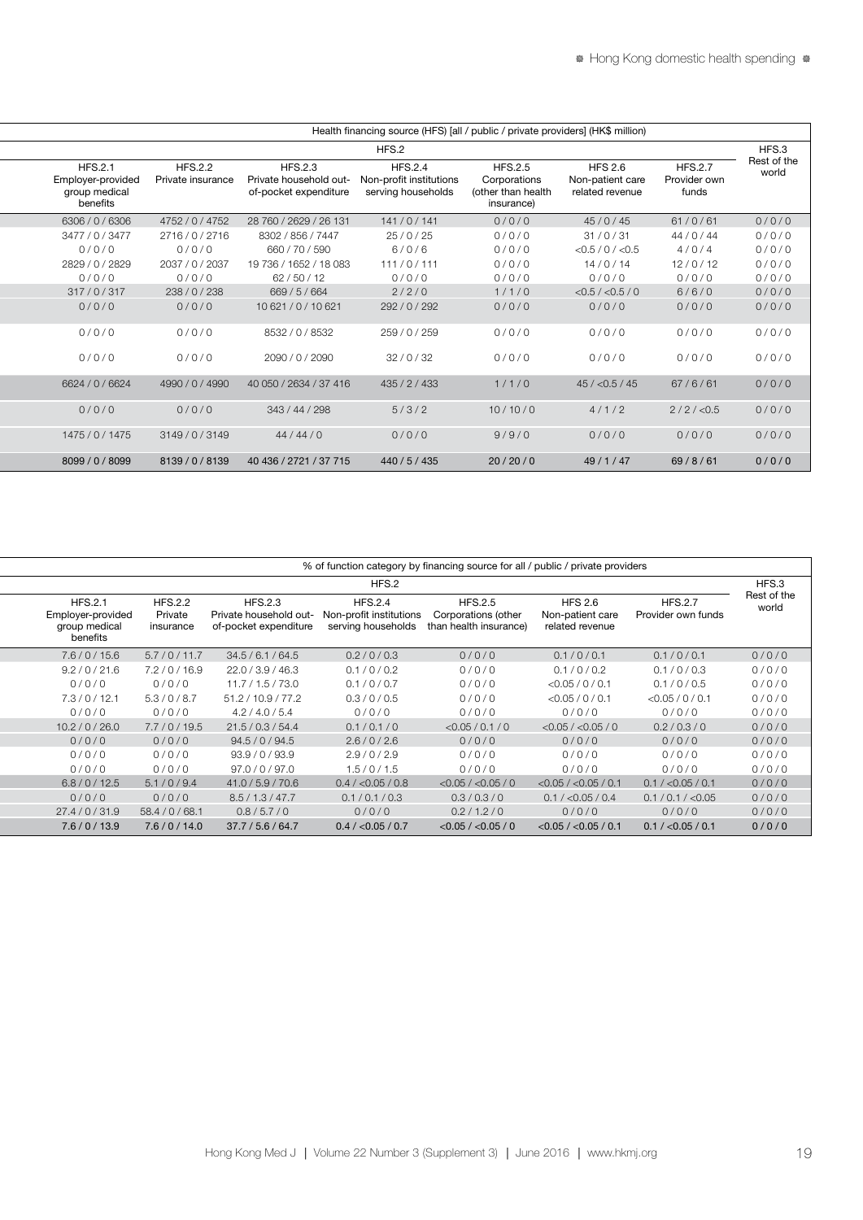| Health financing source (HFS) [all / public / private providers] (HK$ million) | | | | | | | |
|---|---|---|---|---|---|---|---|
| HFS.2 | | | | | | | HFS.3 |
| HFS.2.1 Employer-provided group medical benefits | HFS.2.2 Private insurance | HFS.2.3 Private household out-of-pocket expenditure | HFS.2.4 Non-profit institutions serving households | HFS.2.5 Corporations (other than health insurance) | HFS 2.6 Non-patient care related revenue | HFS.2.7 Provider own funds | Rest of the world |
| 6306 / 0 / 6306 | 4752 / 0 / 4752 | 28 760 / 2629 / 26 131 | 141 / 0 / 141 | 0 / 0 / 0 | 45 / 0 / 45 | 61 / 0 / 61 | 0 / 0 / 0 |
| 3477 / 0 / 3477 | 2716 / 0 / 2716 | 8302 / 856 / 7447 | 25 / 0 / 25 | 0 / 0 / 0 | 31 / 0 / 31 | 44 / 0 / 44 | 0 / 0 / 0 |
| 0 / 0 / 0 | 0 / 0 / 0 | 660 / 70 / 590 | 6 / 0 / 6 | 0 / 0 / 0 | <0.5 / 0 / <0.5 | 4 / 0 / 4 | 0 / 0 / 0 |
| 2829 / 0 / 2829 | 2037 / 0 / 2037 | 19 736 / 1652 / 18 083 | 111 / 0 / 111 | 0 / 0 / 0 | 14 / 0 / 14 | 12 / 0 / 12 | 0 / 0 / 0 |
| 0 / 0 / 0 | 0 / 0 / 0 | 62 / 50 / 12 | 0 / 0 / 0 | 0 / 0 / 0 | 0 / 0 / 0 | 0 / 0 / 0 | 0 / 0 / 0 |
| 317 / 0 / 317 | 238 / 0 / 238 | 669 / 5 / 664 | 2 / 2 / 0 | 1 / 1 / 0 | <0.5 / <0.5 / 0 | 6 / 6 / 0 | 0 / 0 / 0 |
| 0 / 0 / 0 | 0 / 0 / 0 | 10 621 / 0 / 10 621 | 292 / 0 / 292 | 0 / 0 / 0 | 0 / 0 / 0 | 0 / 0 / 0 | 0 / 0 / 0 |
| 0 / 0 / 0 | 0 / 0 / 0 | 8532 / 0 / 8532 | 259 / 0 / 259 | 0 / 0 / 0 | 0 / 0 / 0 | 0 / 0 / 0 | 0 / 0 / 0 |
| 0 / 0 / 0 | 0 / 0 / 0 | 2090 / 0 / 2090 | 32 / 0 / 32 | 0 / 0 / 0 | 0 / 0 / 0 | 0 / 0 / 0 | 0 / 0 / 0 |
| 6624 / 0 / 6624 | 4990 / 0 / 4990 | 40 050 / 2634 / 37 416 | 435 / 2 / 433 | 1 / 1 / 0 | 45 / <0.5 / 45 | 67 / 6 / 61 | 0 / 0 / 0 |
| 0 / 0 / 0 | 0 / 0 / 0 | 343 / 44 / 298 | 5 / 3 / 2 | 10 / 10 / 0 | 4 / 1 / 2 | 2 / 2 / <0.5 | 0 / 0 / 0 |
| 1475 / 0 / 1475 | 3149 / 0 / 3149 | 44 / 44 / 0 | 0 / 0 / 0 | 9 / 9 / 0 | 0 / 0 / 0 | 0 / 0 / 0 | 0 / 0 / 0 |
| **8099 / 0 / 8099** | **8139 / 0 / 8139** | **40 436 / 2721 / 37 715** | **440 / 5 / 435** | **20 / 20 / 0** | **49 / 1 / 47** | **69 / 8 / 61** | **0 / 0 / 0** |

| % of function category by financing source for all / public / private providers | | | | | | | |
|---|---|---|---|---|---|---|---|
| HFS.2 | | | | | | | HFS.3 |
| HFS.2.1 Employer-provided group medical benefits | HFS.2.2 Private insurance | HFS.2.3 Private household out-of-pocket expenditure | HFS.2.4 Non-profit institutions serving households | HFS.2.5 Corporations (other than health insurance) | HFS 2.6 Non-patient care related revenue | HFS.2.7 Provider own funds | Rest of the world |
| 7.6 / 0 / 15.6 | 5.7 / 0 / 11.7 | 34.5 / 6.1 / 64.5 | 0.2 / 0 / 0.3 | 0 / 0 / 0 | 0.1 / 0 / 0.1 | 0.1 / 0 / 0.1 | 0 / 0 / 0 |
| 9.2 / 0 / 21.6 | 7.2 / 0 / 16.9 | 22.0 / 3.9 / 46.3 | 0.1 / 0 / 0.2 | 0 / 0 / 0 | 0.1 / 0 / 0.2 | 0.1 / 0 / 0.3 | 0 / 0 / 0 |
| 0 / 0 / 0 | 0 / 0 / 0 | 11.7 / 1.5 / 73.0 | 0.1 / 0 / 0.7 | 0 / 0 / 0 | <0.05 / 0 / 0.1 | 0.1 / 0 / 0.5 | 0 / 0 / 0 |
| 7.3 / 0 / 12.1 | 5.3 / 0 / 8.7 | 51.2 / 10.9 / 77.2 | 0.3 / 0 / 0.5 | 0 / 0 / 0 | <0.05 / 0 / 0.1 | <0.05 / 0 / 0.1 | 0 / 0 / 0 |
| 0 / 0 / 0 | 0 / 0 / 0 | 4.2 / 4.0 / 5.4 | 0 / 0 / 0 | 0 / 0 / 0 | 0 / 0 / 0 | 0 / 0 / 0 | 0 / 0 / 0 |
| 10.2 / 0 / 26.0 | 7.7 / 0 / 19.5 | 21.5 / 0.3 / 54.4 | 0.1 / 0.1 / 0 | <0.05 / 0.1 / 0 | <0.05 / <0.05 / 0 | 0.2 / 0.3 / 0 | 0 / 0 / 0 |
| 0 / 0 / 0 | 0 / 0 / 0 | 94.5 / 0 / 94.5 | 2.6 / 0 / 2.6 | 0 / 0 / 0 | 0 / 0 / 0 | 0 / 0 / 0 | 0 / 0 / 0 |
| 0 / 0 / 0 | 0 / 0 / 0 | 93.9 / 0 / 93.9 | 2.9 / 0 / 2.9 | 0 / 0 / 0 | 0 / 0 / 0 | 0 / 0 / 0 | 0 / 0 / 0 |
| 0 / 0 / 0 | 0 / 0 / 0 | 97.0 / 0 / 97.0 | 1.5 / 0 / 1.5 | 0 / 0 / 0 | 0 / 0 / 0 | 0 / 0 / 0 | 0 / 0 / 0 |
| 6.8 / 0 / 12.5 | 5.1 / 0 / 9.4 | 41.0 / 5.9 / 70.6 | 0.4 / <0.05 / 0.8 | <0.05 / <0.05 / 0 | <0.05 / <0.05 / 0.1 | 0.1 / <0.05 / 0.1 | 0 / 0 / 0 |
| 0 / 0 / 0 | 0 / 0 / 0 | 8.5 / 1.3 / 47.7 | 0.1 / 0.1 / 0.3 | 0.3 / 0.3 / 0 | 0.1 / <0.05 / 0.4 | 0.1 / 0.1 / <0.05 | 0 / 0 / 0 |
| 27.4 / 0 / 31.9 | 58.4 / 0 / 68.1 | 0.8 / 5.7 / 0 | 0 / 0 / 0 | 0.2 / 1.2 / 0 | 0 / 0 / 0 | 0 / 0 / 0 | 0 / 0 / 0 |
| **7.6 / 0 / 13.9** | **7.6 / 0 / 14.0** | **37.7 / 5.6 / 64.7** | **0.4 / <0.05 / 0.7** | **<0.05 / <0.05 / 0** | **<0.05 / <0.05 / 0.1** | **0.1 / <0.05 / 0.1** | **0 / 0 / 0** |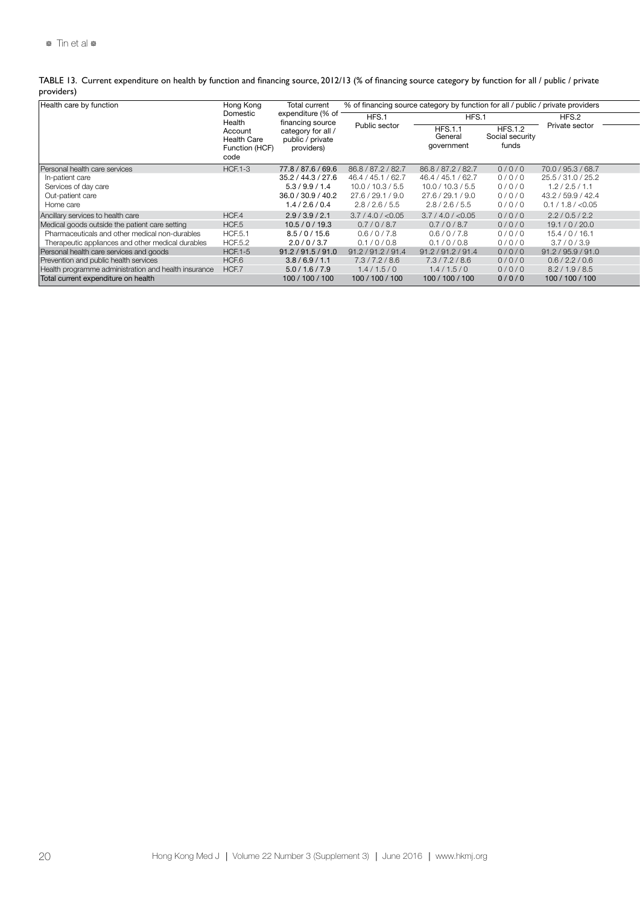TABLE 13. Current expenditure on health by function and financing source, 2012/13 (% of financing source category by function for all / public / private providers)

| Health care by function | Hong Kong Domestic Health Account Health Care Function (HCF) code | Total current expenditure (% of financing source category for all / public / private providers) | % of financing source category by function for all / public / private providers | | | |
|---|---|---|---|---|---|---|
| | | | HFS.1 | HFS.1 | | HFS.2 |
| | | | Public sector | HFS.1.1 General government | HFS.1.2 Social security funds | Private sector |
| Personal health care services | HCF.1-3 | 77.8 / 87.6 / 69.6 | 86.8 / 87.2 / 82.7 | 86.8 / 87.2 / 82.7 | 0 / 0 / 0 | 70.0 / 95.3 / 68.7 |
| In-patient care | | 35.2 / 44.3 / 27.6 | 46.4 / 45.1 / 62.7 | 46.4 / 45.1 / 62.7 | 0 / 0 / 0 | 25.5 / 31.0 / 25.2 |
| Services of day care | | 5.3 / 9.9 / 1.4 | 10.0 / 10.3 / 5.5 | 10.0 / 10.3 / 5.5 | 0 / 0 / 0 | 1.2 / 2.5 / 1.1 |
| Out-patient care | | 36.0 / 30.9 / 40.2 | 27.6 / 29.1 / 9.0 | 27.6 / 29.1 / 9.0 | 0 / 0 / 0 | 43.2 / 59.9 / 42.4 |
| Home care | | 1.4 / 2.6 / 0.4 | 2.8 / 2.6 / 5.5 | 2.8 / 2.6 / 5.5 | 0 / 0 / 0 | 0.1 / 1.8 / <0.05 |
| Ancillary services to health care | HCF.4 | 2.9 / 3.9 / 2.1 | 3.7 / 4.0 / <0.05 | 3.7 / 4.0 / <0.05 | 0 / 0 / 0 | 2.2 / 0.5 / 2.2 |
| Medical goods outside the patient care setting | HCF.5 | 10.5 / 0 / 19.3 | 0.7 / 0 / 8.7 | 0.7 / 0 / 8.7 | 0 / 0 / 0 | 19.1 / 0 / 20.0 |
| Pharmaceuticals and other medical non-durables | HCF.5.1 | 8.5 / 0 / 15.6 | 0.6 / 0 / 7.8 | 0.6 / 0 / 7.8 | 0 / 0 / 0 | 15.4 / 0 / 16.1 |
| Therapeutic appliances and other medical durables | HCF.5.2 | 2.0 / 0 / 3.7 | 0.1 / 0 / 0.8 | 0.1 / 0 / 0.8 | 0 / 0 / 0 | 3.7 / 0 / 3.9 |
| Personal health care services and goods | HCF.1-5 | 91.2 / 91.5 / 91.0 | 91.2 / 91.2 / 91.4 | 91.2 / 91.2 / 91.4 | 0 / 0 / 0 | 91.2 / 95.9 / 91.0 |
| Prevention and public health services | HCF.6 | 3.8 / 6.9 / 1.1 | 7.3 / 7.2 / 8.6 | 7.3 / 7.2 / 8.6 | 0 / 0 / 0 | 0.6 / 2.2 / 0.6 |
| Health programme administration and health insurance | HCF.7 | 5.0 / 1.6 / 7.9 | 1.4 / 1.5 / 0 | 1.4 / 1.5 / 0 | 0 / 0 / 0 | 8.2 / 1.9 / 8.5 |
| Total current expenditure on health | | 100 / 100 / 100 | 100 / 100 / 100 | 100 / 100 / 100 | 0 / 0 / 0 | 100 / 100 / 100 |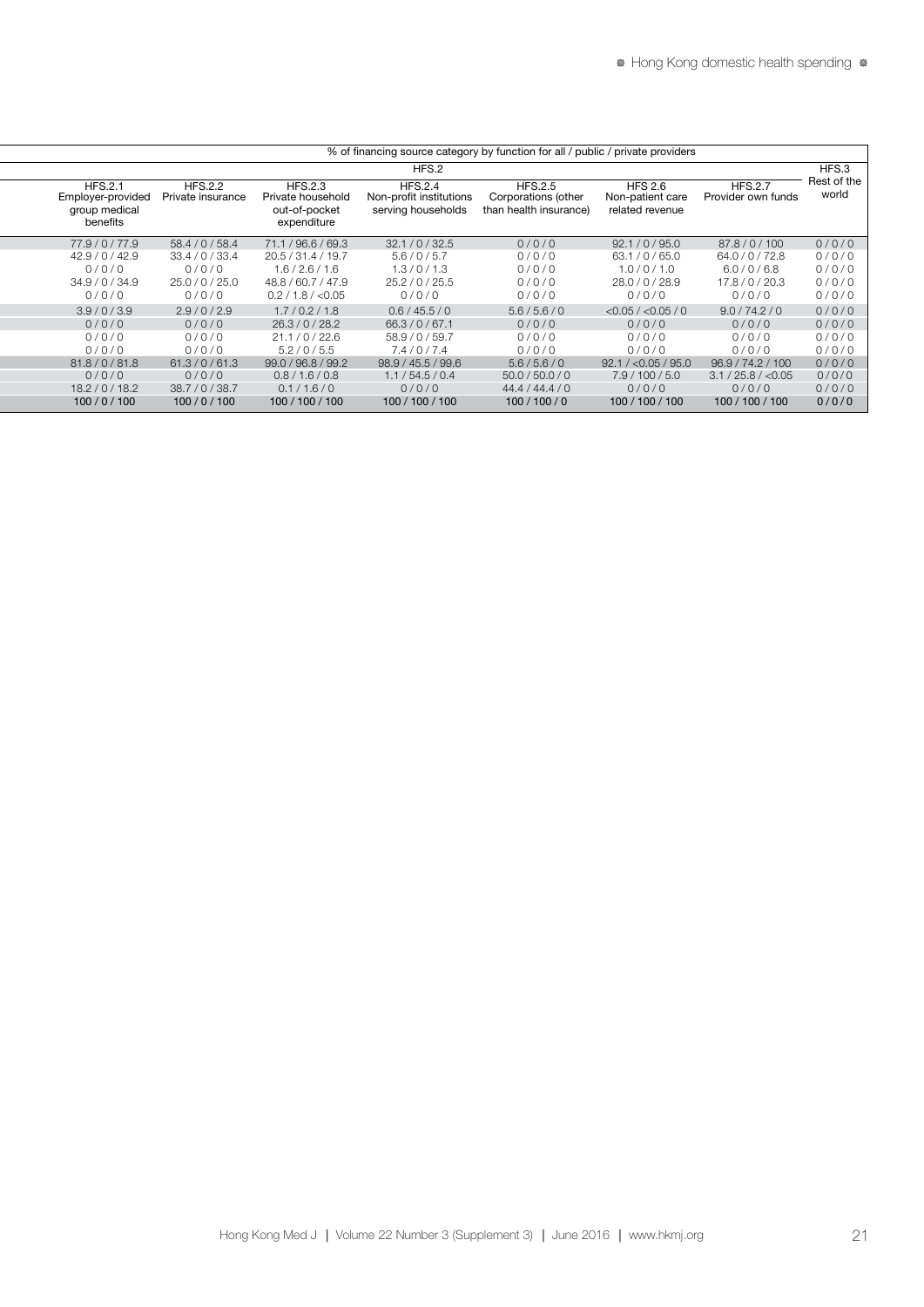| % of financing source category by function for all / public / private providers | | | | | | | |
|---|---|---|---|---|---|---|---|
| HFS.2 | | | | | | | HFS.3 |
| HFS.2.1 Employer-provided group medical benefits | HFS.2.2 Private insurance | HFS.2.3 Private household out-of-pocket expenditure | HFS.2.4 Non-profit institutions serving households | HFS.2.5 Corporations (other than health insurance) | HFS 2.6 Non-patient care related revenue | HFS.2.7 Provider own funds | Rest of the world |
| 77.9 / 0 / 77.9 | 58.4 / 0 / 58.4 | 71.1 / 96.6 / 69.3 | 32.1 / 0 / 32.5 | 0 / 0 / 0 | 92.1 / 0 / 95.0 | 87.8 / 0 / 100 | 0 / 0 / 0 |
| 42.9 / 0 / 42.9 | 33.4 / 0 / 33.4 | 20.5 / 31.4 / 19.7 | 5.6 / 0 / 5.7 | 0 / 0 / 0 | 63.1 / 0 / 65.0 | 64.0 / 0 / 72.8 | 0 / 0 / 0 |
| 0 / 0 / 0 | 0 / 0 / 0 | 1.6 / 2.6 / 1.6 | 1.3 / 0 / 1.3 | 0 / 0 / 0 | 1.0 / 0 / 1.0 | 6.0 / 0 / 6.8 | 0 / 0 / 0 |
| 34.9 / 0 / 34.9 | 25.0 / 0 / 25.0 | 48.8 / 60.7 / 47.9 | 25.2 / 0 / 25.5 | 0 / 0 / 0 | 28.0 / 0 / 28.9 | 17.8 / 0 / 20.3 | 0 / 0 / 0 |
| 0 / 0 / 0 | 0 / 0 / 0 | 0.2 / 1.8 / <0.05 | 0 / 0 / 0 | 0 / 0 / 0 | 0 / 0 / 0 | 0 / 0 / 0 | 0 / 0 / 0 |
| 3.9 / 0 / 3.9 | 2.9 / 0 / 2.9 | 1.7 / 0.2 / 1.8 | 0.6 / 45.5 / 0 | 5.6 / 5.6 / 0 | <0.05 / <0.05 / 0 | 9.0 / 74.2 / 0 | 0 / 0 / 0 |
| 0 / 0 / 0 | 0 / 0 / 0 | 26.3 / 0 / 28.2 | 66.3 / 0 / 67.1 | 0 / 0 / 0 | 0 / 0 / 0 | 0 / 0 / 0 | 0 / 0 / 0 |
| 0 / 0 / 0 | 0 / 0 / 0 | 21.1 / 0 / 22.6 | 58.9 / 0 / 59.7 | 0 / 0 / 0 | 0 / 0 / 0 | 0 / 0 / 0 | 0 / 0 / 0 |
| 0 / 0 / 0 | 0 / 0 / 0 | 5.2 / 0 / 5.5 | 7.4 / 0 / 7.4 | 0 / 0 / 0 | 0 / 0 / 0 | 0 / 0 / 0 | 0 / 0 / 0 |
| 81.8 / 0 / 81.8 | 61.3 / 0 / 61.3 | 99.0 / 96.8 / 99.2 | 98.9 / 45.5 / 99.6 | 5.6 / 5.6 / 0 | 92.1 / <0.05 / 95.0 | 96.9 / 74.2 / 100 | 0 / 0 / 0 |
| 0 / 0 / 0 | 0 / 0 / 0 | 0.8 / 1.6 / 0.8 | 1.1 / 54.5 / 0.4 | 50.0 / 50.0 / 0 | 7.9 / 100 / 5.0 | 3.1 / 25.8 / <0.05 | 0 / 0 / 0 |
| 18.2 / 0 / 18.2 | 38.7 / 0 / 38.7 | 0.1 / 1.6 / 0 | 0 / 0 / 0 | 44.4 / 44.4 / 0 | 0 / 0 / 0 | 0 / 0 / 0 | 0 / 0 / 0 |
| **100 / 0 / 100** | **100 / 0 / 100** | **100 / 100 / 100** | **100 / 100 / 100** | **100 / 100 / 0** | **100 / 100 / 100** | **100 / 100 / 100** | **0 / 0 / 0** |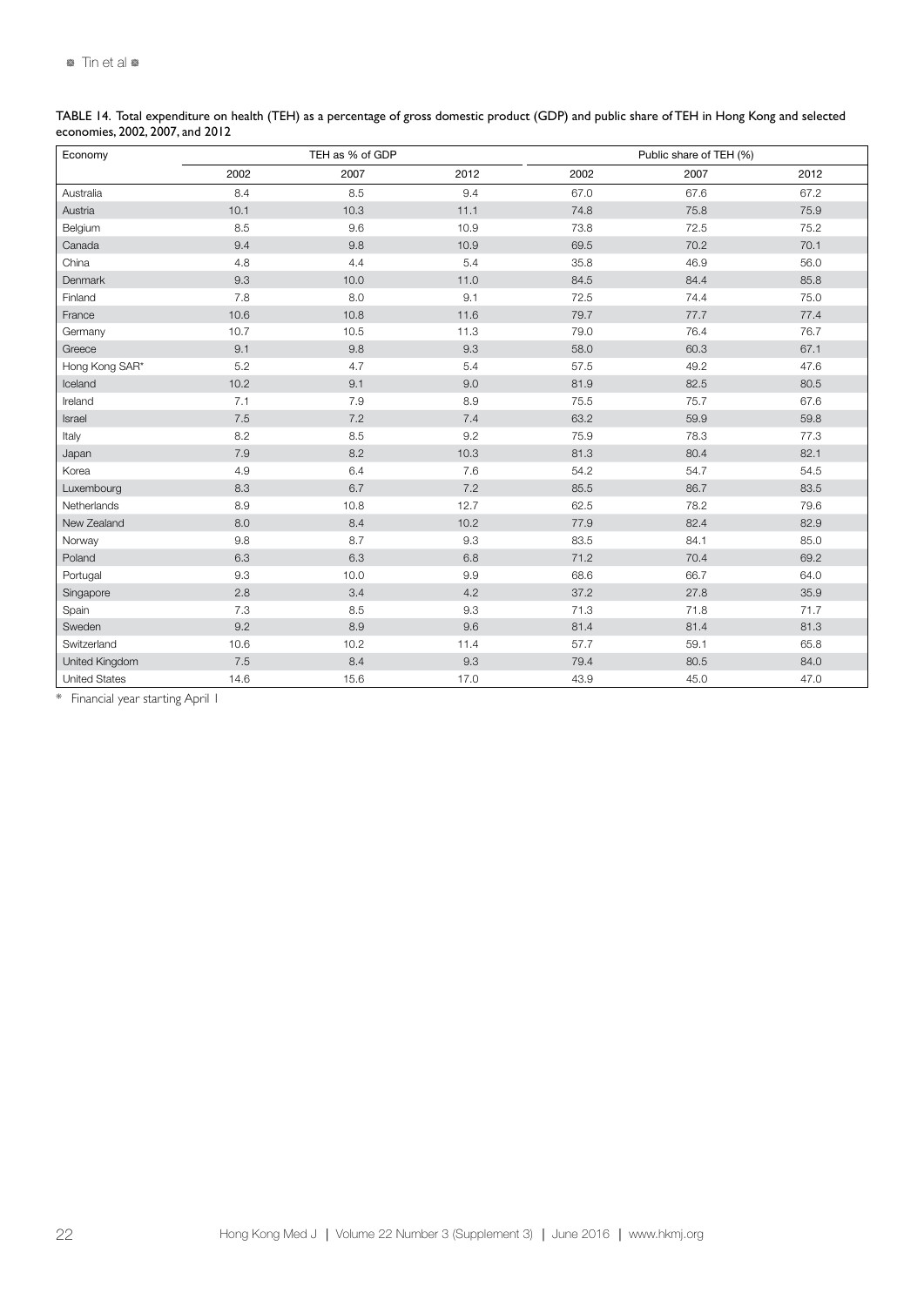TABLE 14. Total expenditure on health (TEH) as a percentage of gross domestic product (GDP) and public share of TEH in Hong Kong and selected economies, 2002, 2007, and 2012

| Economy | TEH as % of GDP | | | Public share of TEH (%) | | |
|---|---|---|---|---|---|---|
| | 2002 | 2007 | 2012 | 2002 | 2007 | 2012 |
| Australia | 8.4 | 8.5 | 9.4 | 67.0 | 67.6 | 67.2 |
| Austria | 10.1 | 10.3 | 11.1 | 74.8 | 75.8 | 75.9 |
| Belgium | 8.5 | 9.6 | 10.9 | 73.8 | 72.5 | 75.2 |
| Canada | 9.4 | 9.8 | 10.9 | 69.5 | 70.2 | 70.1 |
| China | 4.8 | 4.4 | 5.4 | 35.8 | 46.9 | 56.0 |
| Denmark | 9.3 | 10.0 | 11.0 | 84.5 | 84.4 | 85.8 |
| Finland | 7.8 | 8.0 | 9.1 | 72.5 | 74.4 | 75.0 |
| France | 10.6 | 10.8 | 11.6 | 79.7 | 77.7 | 77.4 |
| Germany | 10.7 | 10.5 | 11.3 | 79.0 | 76.4 | 76.7 |
| Greece | 9.1 | 9.8 | 9.3 | 58.0 | 60.3 | 67.1 |
| Hong Kong SAR* | 5.2 | 4.7 | 5.4 | 57.5 | 49.2 | 47.6 |
| Iceland | 10.2 | 9.1 | 9.0 | 81.9 | 82.5 | 80.5 |
| Ireland | 7.1 | 7.9 | 8.9 | 75.5 | 75.7 | 67.6 |
| Israel | 7.5 | 7.2 | 7.4 | 63.2 | 59.9 | 59.8 |
| Italy | 8.2 | 8.5 | 9.2 | 75.9 | 78.3 | 77.3 |
| Japan | 7.9 | 8.2 | 10.3 | 81.3 | 80.4 | 82.1 |
| Korea | 4.9 | 6.4 | 7.6 | 54.2 | 54.7 | 54.5 |
| Luxembourg | 8.3 | 6.7 | 7.2 | 85.5 | 86.7 | 83.5 |
| Netherlands | 8.9 | 10.8 | 12.7 | 62.5 | 78.2 | 79.6 |
| New Zealand | 8.0 | 8.4 | 10.2 | 77.9 | 82.4 | 82.9 |
| Norway | 9.8 | 8.7 | 9.3 | 83.5 | 84.1 | 85.0 |
| Poland | 6.3 | 6.3 | 6.8 | 71.2 | 70.4 | 69.2 |
| Portugal | 9.3 | 10.0 | 9.9 | 68.6 | 66.7 | 64.0 |
| Singapore | 2.8 | 3.4 | 4.2 | 37.2 | 27.8 | 35.9 |
| Spain | 7.3 | 8.5 | 9.3 | 71.3 | 71.8 | 71.7 |
| Sweden | 9.2 | 8.9 | 9.6 | 81.4 | 81.4 | 81.3 |
| Switzerland | 10.6 | 10.2 | 11.4 | 57.7 | 59.1 | 65.8 |
| United Kingdom | 7.5 | 8.4 | 9.3 | 79.4 | 80.5 | 84.0 |
| United States | 14.6 | 15.6 | 17.0 | 43.9 | 45.0 | 47.0 |

* Financial year starting April 1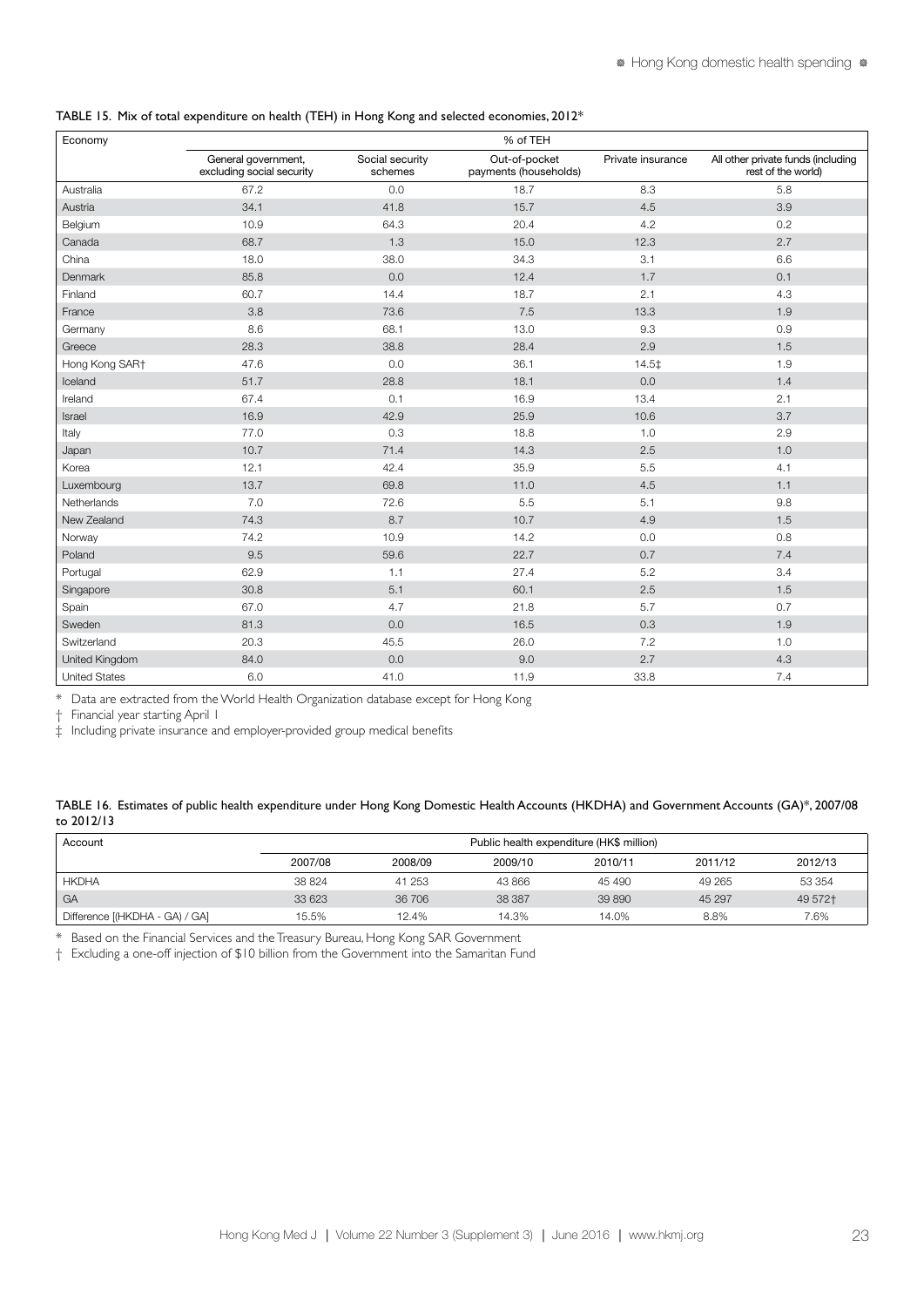TABLE 15. Mix of total expenditure on health (TEH) in Hong Kong and selected economies, 2012*

| Economy | % of TEH | | | | |
|---|---|---|---|---|---|
| | General government, excluding social security | Social security schemes | Out-of-pocket payments (households) | Private insurance | All other private funds (including rest of the world) |
| Australia | 67.2 | 0.0 | 18.7 | 8.3 | 5.8 |
| Austria | 34.1 | 41.8 | 15.7 | 4.5 | 3.9 |
| Belgium | 10.9 | 64.3 | 20.4 | 4.2 | 0.2 |
| Canada | 68.7 | 1.3 | 15.0 | 12.3 | 2.7 |
| China | 18.0 | 38.0 | 34.3 | 3.1 | 6.6 |
| Denmark | 85.8 | 0.0 | 12.4 | 1.7 | 0.1 |
| Finland | 60.7 | 14.4 | 18.7 | 2.1 | 4.3 |
| France | 3.8 | 73.6 | 7.5 | 13.3 | 1.9 |
| Germany | 8.6 | 68.1 | 13.0 | 9.3 | 0.9 |
| Greece | 28.3 | 38.8 | 28.4 | 2.9 | 1.5 |
| Hong Kong SAR† | 47.6 | 0.0 | 36.1 | 14.5‡ | 1.9 |
| Iceland | 51.7 | 28.8 | 18.1 | 0.0 | 1.4 |
| Ireland | 67.4 | 0.1 | 16.9 | 13.4 | 2.1 |
| Israel | 16.9 | 42.9 | 25.9 | 10.6 | 3.7 |
| Italy | 77.0 | 0.3 | 18.8 | 1.0 | 2.9 |
| Japan | 10.7 | 71.4 | 14.3 | 2.5 | 1.0 |
| Korea | 12.1 | 42.4 | 35.9 | 5.5 | 4.1 |
| Luxembourg | 13.7 | 69.8 | 11.0 | 4.5 | 1.1 |
| Netherlands | 7.0 | 72.6 | 5.5 | 5.1 | 9.8 |
| New Zealand | 74.3 | 8.7 | 10.7 | 4.9 | 1.5 |
| Norway | 74.2 | 10.9 | 14.2 | 0.0 | 0.8 |
| Poland | 9.5 | 59.6 | 22.7 | 0.7 | 7.4 |
| Portugal | 62.9 | 1.1 | 27.4 | 5.2 | 3.4 |
| Singapore | 30.8 | 5.1 | 60.1 | 2.5 | 1.5 |
| Spain | 67.0 | 4.7 | 21.8 | 5.7 | 0.7 |
| Sweden | 81.3 | 0.0 | 16.5 | 0.3 | 1.9 |
| Switzerland | 20.3 | 45.5 | 26.0 | 7.2 | 1.0 |
| United Kingdom | 84.0 | 0.0 | 9.0 | 2.7 | 4.3 |
| United States | 6.0 | 41.0 | 11.9 | 33.8 | 7.4 |

\* Data are extracted from the World Health Organization database except for Hong Kong

† Financial year starting April 1

‡ Including private insurance and employer-provided group medical benefits

TABLE 16. Estimates of public health expenditure under Hong Kong Domestic Health Accounts (HKDHA) and Government Accounts (GA)*, 2007/08 to 2012/13

| Account | Public health expenditure (HK$ million) | | | | | |
|---|---|---|---|---|---|---|
| | 2007/08 | 2008/09 | 2009/10 | 2010/11 | 2011/12 | 2012/13 |
| HKDHA | 38 824 | 41 253 | 43 866 | 45 490 | 49 265 | 53 354 |
| GA | 33 623 | 36 706 | 38 387 | 39 890 | 45 297 | 49 572† |
| Difference [(HKDHA - GA) / GA] | 15.5% | 12.4% | 14.3% | 14.0% | 8.8% | 7.6% |

\* Based on the Financial Services and the Treasury Bureau, Hong Kong SAR Government

† Excluding a one-off injection of $10 billion from the Government into the Samaritan Fund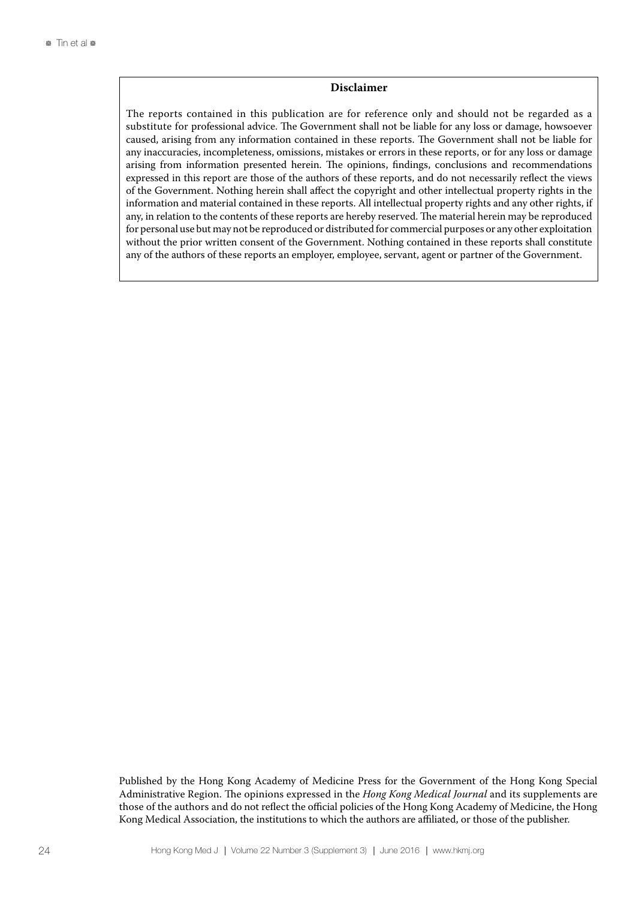## Disclaimer

The reports contained in this publication are for reference only and should not be regarded as a substitute for professional advice. The Government shall not be liable for any loss or damage, howsoever caused, arising from any information contained in these reports. The Government shall not be liable for any inaccuracies, incompleteness, omissions, mistakes or errors in these reports, or for any loss or damage arising from information presented herein. The opinions, findings, conclusions and recommendations expressed in this report are those of the authors of these reports, and do not necessarily reflect the views of the Government. Nothing herein shall affect the copyright and other intellectual property rights in the information and material contained in these reports. All intellectual property rights and any other rights, if any, in relation to the contents of these reports are hereby reserved. The material herein may be reproduced for personal use but may not be reproduced or distributed for commercial purposes or any other exploitation without the prior written consent of the Government. Nothing contained in these reports shall constitute any of the authors of these reports an employer, employee, servant, agent or partner of the Government.

Published by the Hong Kong Academy of Medicine Press for the Government of the Hong Kong Special Administrative Region. The opinions expressed in the *Hong Kong Medical Journal* and its supplements are those of the authors and do not reflect the official policies of the Hong Kong Academy of Medicine, the Hong Kong Medical Association, the institutions to which the authors are affiliated, or those of the publisher.